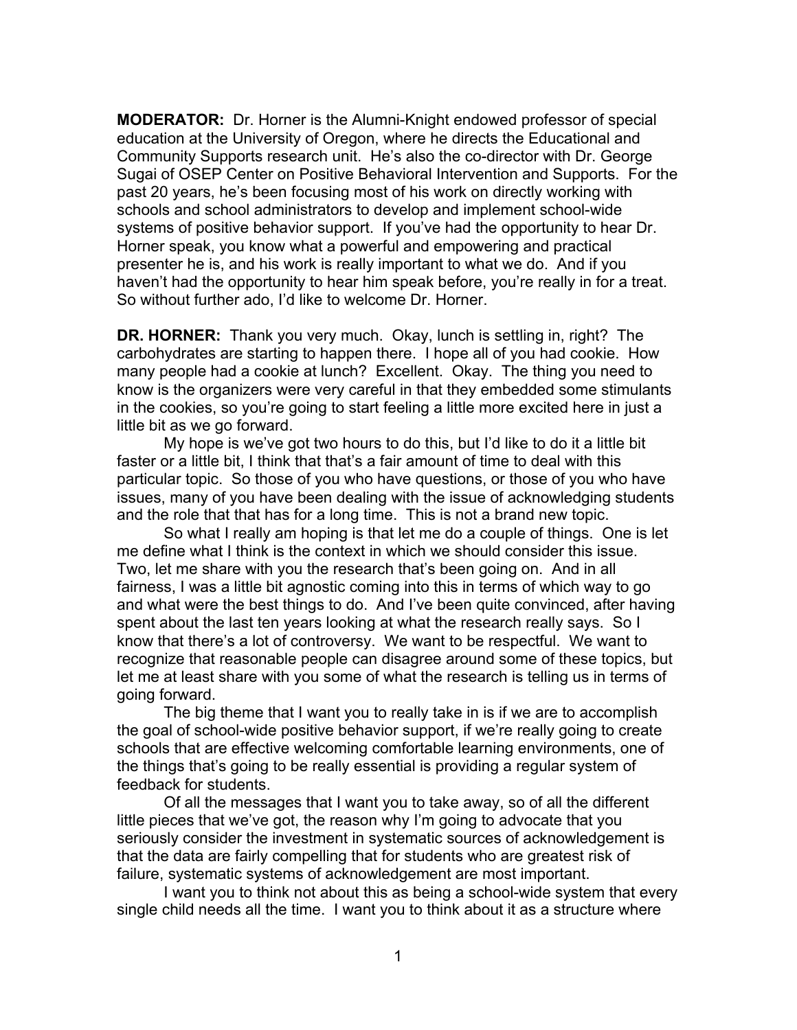**MODERATOR:** Dr. Horner is the Alumni-Knight endowed professor of special education at the University of Oregon, where he directs the Educational and Community Supports research unit. He's also the co-director with Dr. George Sugai of OSEP Center on Positive Behavioral Intervention and Supports. For the past 20 years, he's been focusing most of his work on directly working with schools and school administrators to develop and implement school-wide systems of positive behavior support. If you've had the opportunity to hear Dr. Horner speak, you know what a powerful and empowering and practical presenter he is, and his work is really important to what we do. And if you haven't had the opportunity to hear him speak before, you're really in for a treat. So without further ado, I'd like to welcome Dr. Horner.

**DR. HORNER:** Thank you very much. Okay, lunch is settling in, right? The carbohydrates are starting to happen there. I hope all of you had cookie. How many people had a cookie at lunch? Excellent. Okay. The thing you need to know is the organizers were very careful in that they embedded some stimulants in the cookies, so you're going to start feeling a little more excited here in just a little bit as we go forward.

My hope is we've got two hours to do this, but I'd like to do it a little bit faster or a little bit, I think that that's a fair amount of time to deal with this particular topic. So those of you who have questions, or those of you who have issues, many of you have been dealing with the issue of acknowledging students and the role that that has for a long time. This is not a brand new topic.

So what I really am hoping is that let me do a couple of things. One is let me define what I think is the context in which we should consider this issue. Two, let me share with you the research that's been going on. And in all fairness, I was a little bit agnostic coming into this in terms of which way to go and what were the best things to do. And I've been quite convinced, after having spent about the last ten years looking at what the research really says. So I know that there's a lot of controversy. We want to be respectful. We want to recognize that reasonable people can disagree around some of these topics, but let me at least share with you some of what the research is telling us in terms of going forward.

The big theme that I want you to really take in is if we are to accomplish the goal of school-wide positive behavior support, if we're really going to create schools that are effective welcoming comfortable learning environments, one of the things that's going to be really essential is providing a regular system of feedback for students.

Of all the messages that I want you to take away, so of all the different little pieces that we've got, the reason why I'm going to advocate that you seriously consider the investment in systematic sources of acknowledgement is that the data are fairly compelling that for students who are greatest risk of failure, systematic systems of acknowledgement are most important.

I want you to think not about this as being a school-wide system that every single child needs all the time. I want you to think about it as a structure where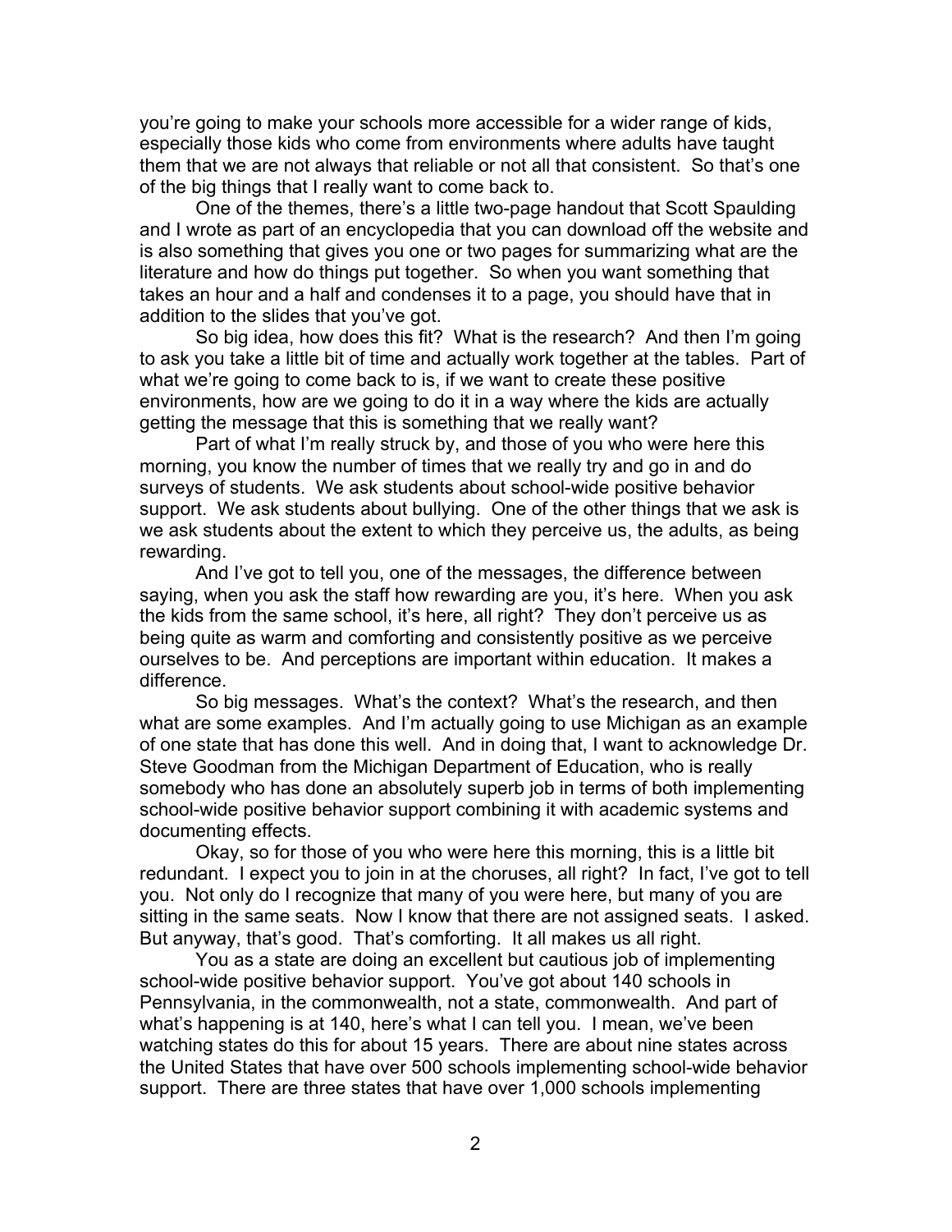you're going to make your schools more accessible for a wider range of kids, especially those kids who come from environments where adults have taught them that we are not always that reliable or not all that consistent. So that's one of the big things that I really want to come back to.

One of the themes, there's a little two-page handout that Scott Spaulding and I wrote as part of an encyclopedia that you can download off the website and is also something that gives you one or two pages for summarizing what are the literature and how do things put together. So when you want something that takes an hour and a half and condenses it to a page, you should have that in addition to the slides that you've got.

So big idea, how does this fit? What is the research? And then I'm going to ask you take a little bit of time and actually work together at the tables. Part of what we're going to come back to is, if we want to create these positive environments, how are we going to do it in a way where the kids are actually getting the message that this is something that we really want?

Part of what I'm really struck by, and those of you who were here this morning, you know the number of times that we really try and go in and do surveys of students. We ask students about school-wide positive behavior support. We ask students about bullying. One of the other things that we ask is we ask students about the extent to which they perceive us, the adults, as being rewarding.

And I've got to tell you, one of the messages, the difference between saying, when you ask the staff how rewarding are you, it's here. When you ask the kids from the same school, it's here, all right? They don't perceive us as being quite as warm and comforting and consistently positive as we perceive ourselves to be. And perceptions are important within education. It makes a difference.

So big messages. What's the context? What's the research, and then what are some examples. And I'm actually going to use Michigan as an example of one state that has done this well. And in doing that, I want to acknowledge Dr. Steve Goodman from the Michigan Department of Education, who is really somebody who has done an absolutely superb job in terms of both implementing school-wide positive behavior support combining it with academic systems and documenting effects.

Okay, so for those of you who were here this morning, this is a little bit redundant. I expect you to join in at the choruses, all right? In fact, I've got to tell you. Not only do I recognize that many of you were here, but many of you are sitting in the same seats. Now I know that there are not assigned seats. I asked. But anyway, that's good. That's comforting. It all makes us all right.

You as a state are doing an excellent but cautious job of implementing school-wide positive behavior support. You've got about 140 schools in Pennsylvania, in the commonwealth, not a state, commonwealth. And part of what's happening is at 140, here's what I can tell you. I mean, we've been watching states do this for about 15 years. There are about nine states across the United States that have over 500 schools implementing school-wide behavior support. There are three states that have over 1,000 schools implementing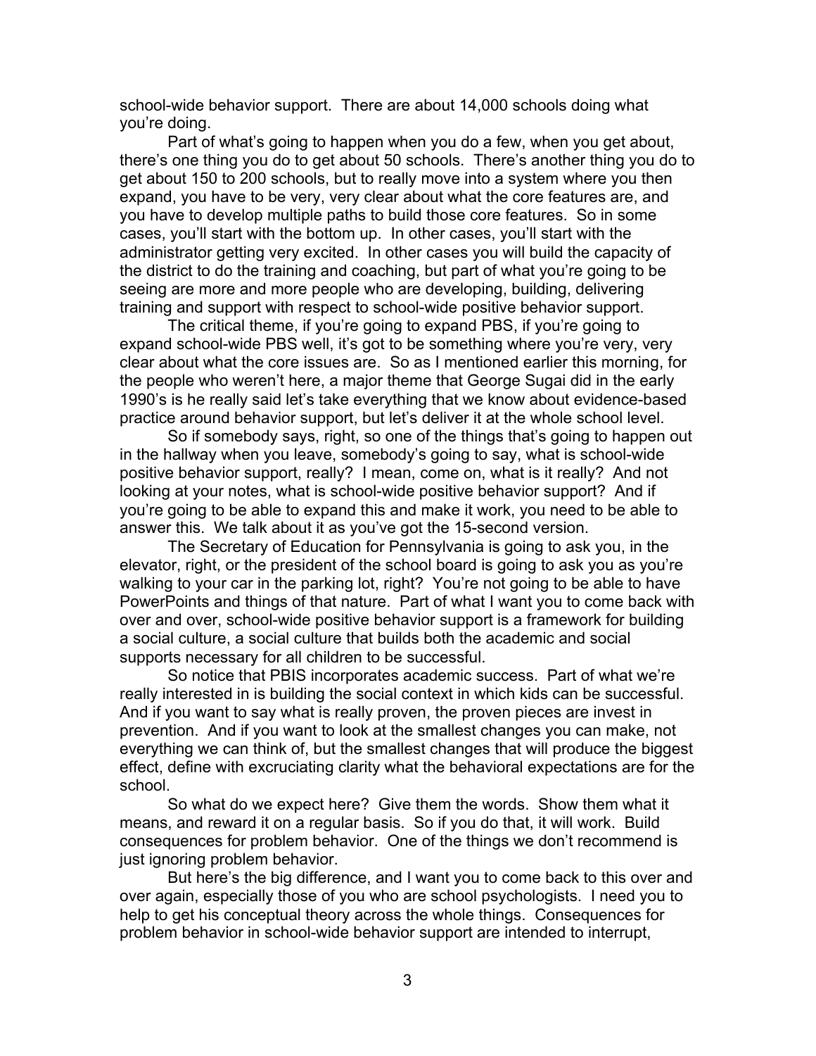school-wide behavior support. There are about 14,000 schools doing what you're doing.

Part of what's going to happen when you do a few, when you get about, there's one thing you do to get about 50 schools. There's another thing you do to get about 150 to 200 schools, but to really move into a system where you then expand, you have to be very, very clear about what the core features are, and you have to develop multiple paths to build those core features. So in some cases, you'll start with the bottom up. In other cases, you'll start with the administrator getting very excited. In other cases you will build the capacity of the district to do the training and coaching, but part of what you're going to be seeing are more and more people who are developing, building, delivering training and support with respect to school-wide positive behavior support.

The critical theme, if you're going to expand PBS, if you're going to expand school-wide PBS well, it's got to be something where you're very, very clear about what the core issues are. So as I mentioned earlier this morning, for the people who weren't here, a major theme that George Sugai did in the early 1990's is he really said let's take everything that we know about evidence-based practice around behavior support, but let's deliver it at the whole school level.

So if somebody says, right, so one of the things that's going to happen out in the hallway when you leave, somebody's going to say, what is school-wide positive behavior support, really? I mean, come on, what is it really? And not looking at your notes, what is school-wide positive behavior support? And if you're going to be able to expand this and make it work, you need to be able to answer this. We talk about it as you've got the 15-second version.

The Secretary of Education for Pennsylvania is going to ask you, in the elevator, right, or the president of the school board is going to ask you as you're walking to your car in the parking lot, right? You're not going to be able to have PowerPoints and things of that nature. Part of what I want you to come back with over and over, school-wide positive behavior support is a framework for building a social culture, a social culture that builds both the academic and social supports necessary for all children to be successful.

So notice that PBIS incorporates academic success. Part of what we're really interested in is building the social context in which kids can be successful. And if you want to say what is really proven, the proven pieces are invest in prevention. And if you want to look at the smallest changes you can make, not everything we can think of, but the smallest changes that will produce the biggest effect, define with excruciating clarity what the behavioral expectations are for the school.

So what do we expect here? Give them the words. Show them what it means, and reward it on a regular basis. So if you do that, it will work. Build consequences for problem behavior. One of the things we don't recommend is just ignoring problem behavior.

But here's the big difference, and I want you to come back to this over and over again, especially those of you who are school psychologists. I need you to help to get his conceptual theory across the whole things. Consequences for problem behavior in school-wide behavior support are intended to interrupt,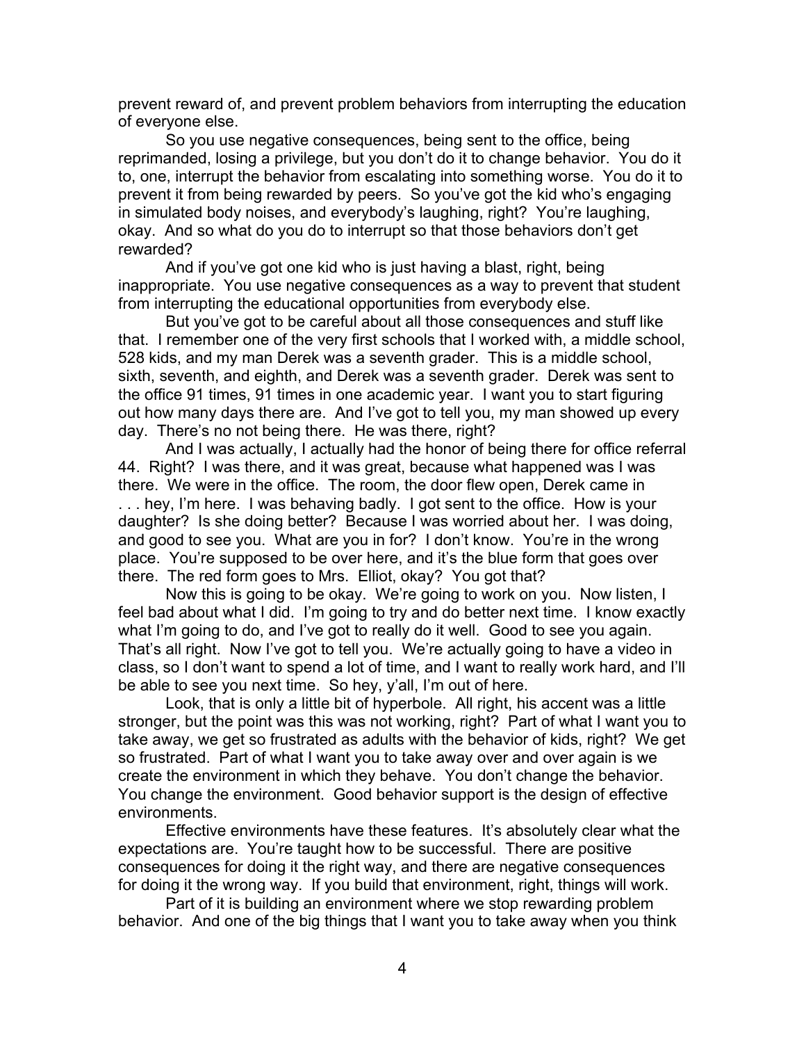prevent reward of, and prevent problem behaviors from interrupting the education of everyone else.

So you use negative consequences, being sent to the office, being reprimanded, losing a privilege, but you don't do it to change behavior. You do it to, one, interrupt the behavior from escalating into something worse. You do it to prevent it from being rewarded by peers. So you've got the kid who's engaging in simulated body noises, and everybody's laughing, right? You're laughing, okay. And so what do you do to interrupt so that those behaviors don't get rewarded?

And if you've got one kid who is just having a blast, right, being inappropriate. You use negative consequences as a way to prevent that student from interrupting the educational opportunities from everybody else.

But you've got to be careful about all those consequences and stuff like that. I remember one of the very first schools that I worked with, a middle school, 528 kids, and my man Derek was a seventh grader. This is a middle school, sixth, seventh, and eighth, and Derek was a seventh grader. Derek was sent to the office 91 times, 91 times in one academic year. I want you to start figuring out how many days there are. And I've got to tell you, my man showed up every day. There's no not being there. He was there, right?

And I was actually, I actually had the honor of being there for office referral 44. Right? I was there, and it was great, because what happened was I was there. We were in the office. The room, the door flew open, Derek came in . . . hey, I'm here. I was behaving badly. I got sent to the office. How is your daughter? Is she doing better? Because I was worried about her. I was doing, and good to see you. What are you in for? I don't know. You're in the wrong place. You're supposed to be over here, and it's the blue form that goes over there. The red form goes to Mrs. Elliot, okay? You got that?

Now this is going to be okay. We're going to work on you. Now listen, I feel bad about what I did. I'm going to try and do better next time. I know exactly what I'm going to do, and I've got to really do it well. Good to see you again. That's all right. Now I've got to tell you. We're actually going to have a video in class, so I don't want to spend a lot of time, and I want to really work hard, and I'll be able to see you next time. So hey, y'all, I'm out of here.

Look, that is only a little bit of hyperbole. All right, his accent was a little stronger, but the point was this was not working, right? Part of what I want you to take away, we get so frustrated as adults with the behavior of kids, right? We get so frustrated. Part of what I want you to take away over and over again is we create the environment in which they behave. You don't change the behavior. You change the environment. Good behavior support is the design of effective environments.

Effective environments have these features. It's absolutely clear what the expectations are. You're taught how to be successful. There are positive consequences for doing it the right way, and there are negative consequences for doing it the wrong way. If you build that environment, right, things will work.

Part of it is building an environment where we stop rewarding problem behavior. And one of the big things that I want you to take away when you think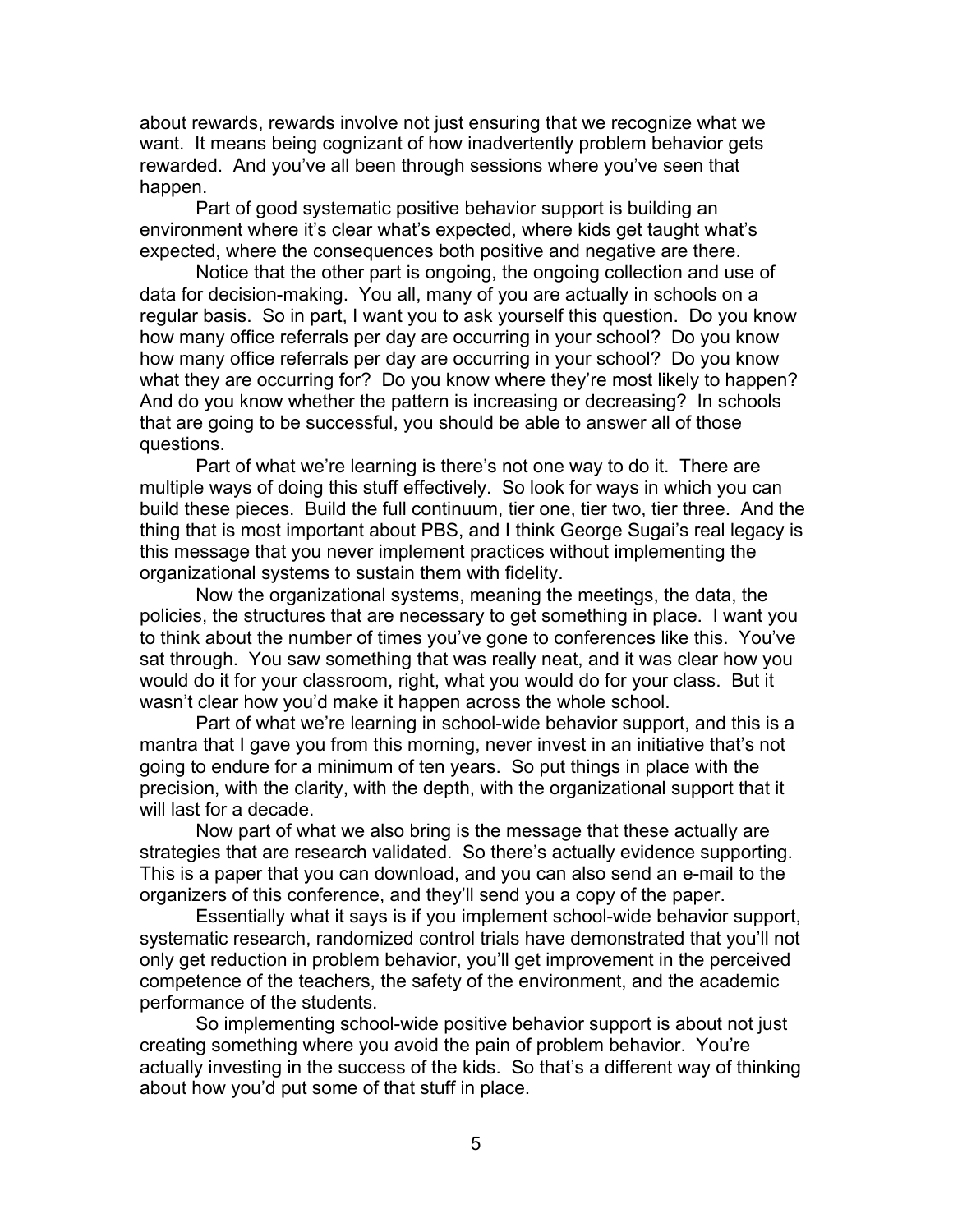about rewards, rewards involve not just ensuring that we recognize what we want. It means being cognizant of how inadvertently problem behavior gets rewarded. And you've all been through sessions where you've seen that happen.

Part of good systematic positive behavior support is building an environment where it's clear what's expected, where kids get taught what's expected, where the consequences both positive and negative are there.

Notice that the other part is ongoing, the ongoing collection and use of data for decision-making. You all, many of you are actually in schools on a regular basis. So in part, I want you to ask yourself this question. Do you know how many office referrals per day are occurring in your school? Do you know how many office referrals per day are occurring in your school? Do you know what they are occurring for? Do you know where they're most likely to happen? And do you know whether the pattern is increasing or decreasing? In schools that are going to be successful, you should be able to answer all of those questions.

Part of what we're learning is there's not one way to do it. There are multiple ways of doing this stuff effectively. So look for ways in which you can build these pieces. Build the full continuum, tier one, tier two, tier three. And the thing that is most important about PBS, and I think George Sugai's real legacy is this message that you never implement practices without implementing the organizational systems to sustain them with fidelity.

Now the organizational systems, meaning the meetings, the data, the policies, the structures that are necessary to get something in place. I want you to think about the number of times you've gone to conferences like this. You've sat through. You saw something that was really neat, and it was clear how you would do it for your classroom, right, what you would do for your class. But it wasn't clear how you'd make it happen across the whole school.

Part of what we're learning in school-wide behavior support, and this is a mantra that I gave you from this morning, never invest in an initiative that's not going to endure for a minimum of ten years. So put things in place with the precision, with the clarity, with the depth, with the organizational support that it will last for a decade.

Now part of what we also bring is the message that these actually are strategies that are research validated. So there's actually evidence supporting. This is a paper that you can download, and you can also send an e-mail to the organizers of this conference, and they'll send you a copy of the paper.

Essentially what it says is if you implement school-wide behavior support, systematic research, randomized control trials have demonstrated that you'll not only get reduction in problem behavior, you'll get improvement in the perceived competence of the teachers, the safety of the environment, and the academic performance of the students.

So implementing school-wide positive behavior support is about not just creating something where you avoid the pain of problem behavior. You're actually investing in the success of the kids. So that's a different way of thinking about how you'd put some of that stuff in place.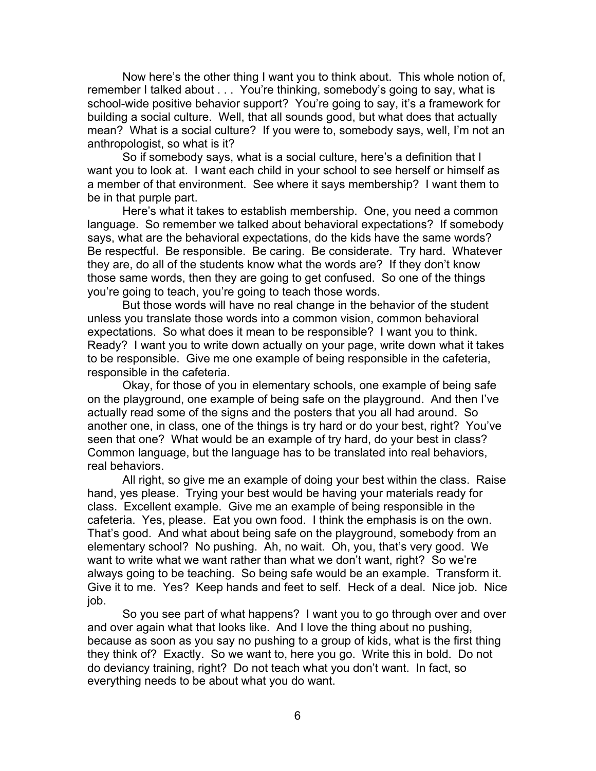Now here's the other thing I want you to think about. This whole notion of, remember I talked about . . . You're thinking, somebody's going to say, what is school-wide positive behavior support? You're going to say, it's a framework for building a social culture. Well, that all sounds good, but what does that actually mean? What is a social culture? If you were to, somebody says, well, I'm not an anthropologist, so what is it?

So if somebody says, what is a social culture, here's a definition that I want you to look at. I want each child in your school to see herself or himself as a member of that environment. See where it says membership? I want them to be in that purple part.

Here's what it takes to establish membership. One, you need a common language. So remember we talked about behavioral expectations? If somebody says, what are the behavioral expectations, do the kids have the same words? Be respectful. Be responsible. Be caring. Be considerate. Try hard. Whatever they are, do all of the students know what the words are? If they don't know those same words, then they are going to get confused. So one of the things you're going to teach, you're going to teach those words.

But those words will have no real change in the behavior of the student unless you translate those words into a common vision, common behavioral expectations. So what does it mean to be responsible? I want you to think. Ready? I want you to write down actually on your page, write down what it takes to be responsible. Give me one example of being responsible in the cafeteria, responsible in the cafeteria.

Okay, for those of you in elementary schools, one example of being safe on the playground, one example of being safe on the playground. And then I've actually read some of the signs and the posters that you all had around. So another one, in class, one of the things is try hard or do your best, right? You've seen that one? What would be an example of try hard, do your best in class? Common language, but the language has to be translated into real behaviors, real behaviors.

All right, so give me an example of doing your best within the class. Raise hand, yes please. Trying your best would be having your materials ready for class. Excellent example. Give me an example of being responsible in the cafeteria. Yes, please. Eat you own food. I think the emphasis is on the own. That's good. And what about being safe on the playground, somebody from an elementary school? No pushing. Ah, no wait. Oh, you, that's very good. We want to write what we want rather than what we don't want, right? So we're always going to be teaching. So being safe would be an example. Transform it. Give it to me. Yes? Keep hands and feet to self. Heck of a deal. Nice job. Nice job.

So you see part of what happens? I want you to go through over and over and over again what that looks like. And I love the thing about no pushing, because as soon as you say no pushing to a group of kids, what is the first thing they think of? Exactly. So we want to, here you go. Write this in bold. Do not do deviancy training, right? Do not teach what you don't want. In fact, so everything needs to be about what you do want.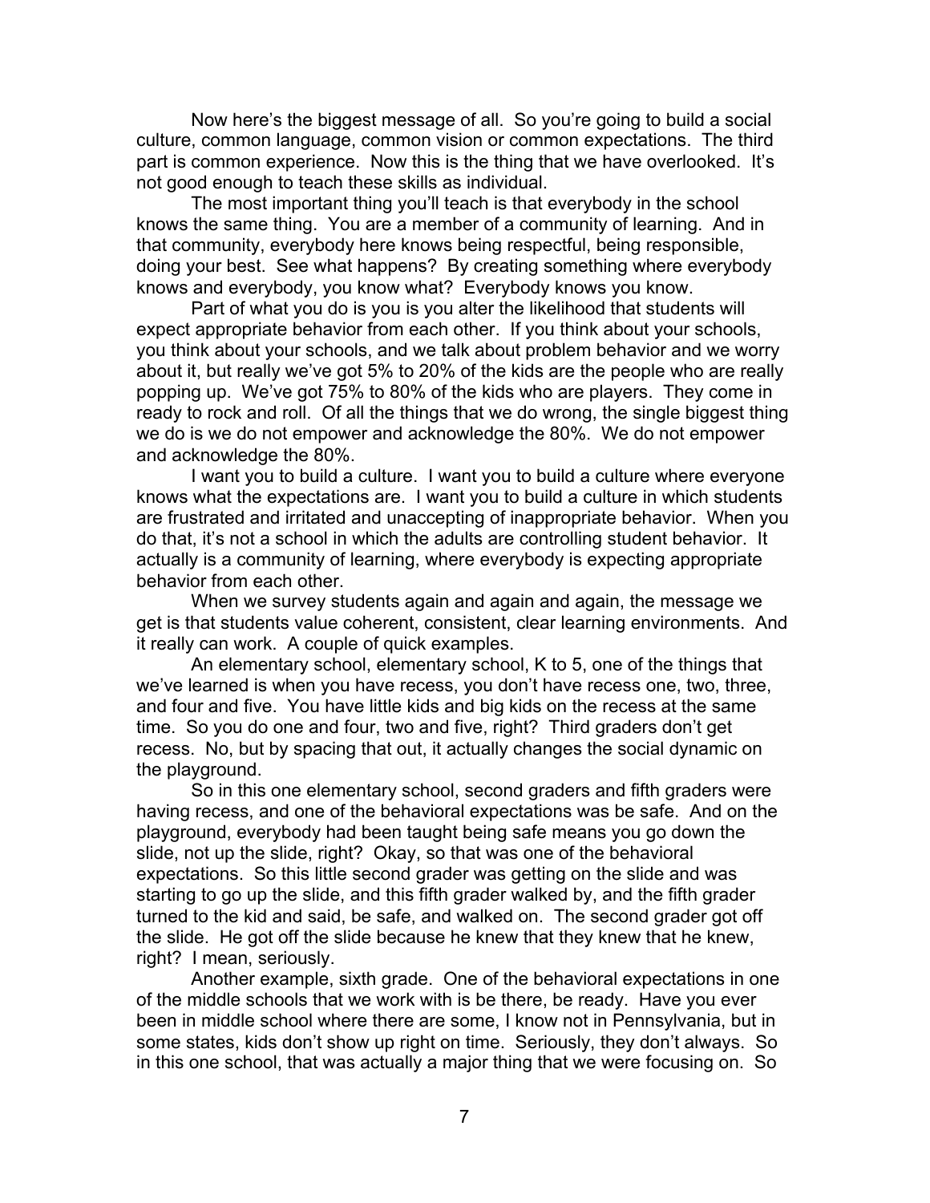Now here's the biggest message of all. So you're going to build a social culture, common language, common vision or common expectations. The third part is common experience. Now this is the thing that we have overlooked. It's not good enough to teach these skills as individual.

The most important thing you'll teach is that everybody in the school knows the same thing. You are a member of a community of learning. And in that community, everybody here knows being respectful, being responsible, doing your best. See what happens? By creating something where everybody knows and everybody, you know what? Everybody knows you know.

Part of what you do is you is you alter the likelihood that students will expect appropriate behavior from each other. If you think about your schools, you think about your schools, and we talk about problem behavior and we worry about it, but really we've got 5% to 20% of the kids are the people who are really popping up. We've got 75% to 80% of the kids who are players. They come in ready to rock and roll. Of all the things that we do wrong, the single biggest thing we do is we do not empower and acknowledge the 80%. We do not empower and acknowledge the 80%.

I want you to build a culture. I want you to build a culture where everyone knows what the expectations are. I want you to build a culture in which students are frustrated and irritated and unaccepting of inappropriate behavior. When you do that, it's not a school in which the adults are controlling student behavior. It actually is a community of learning, where everybody is expecting appropriate behavior from each other.

When we survey students again and again and again, the message we get is that students value coherent, consistent, clear learning environments. And it really can work. A couple of quick examples.

An elementary school, elementary school, K to 5, one of the things that we've learned is when you have recess, you don't have recess one, two, three, and four and five. You have little kids and big kids on the recess at the same time. So you do one and four, two and five, right? Third graders don't get recess. No, but by spacing that out, it actually changes the social dynamic on the playground.

So in this one elementary school, second graders and fifth graders were having recess, and one of the behavioral expectations was be safe. And on the playground, everybody had been taught being safe means you go down the slide, not up the slide, right? Okay, so that was one of the behavioral expectations. So this little second grader was getting on the slide and was starting to go up the slide, and this fifth grader walked by, and the fifth grader turned to the kid and said, be safe, and walked on. The second grader got off the slide. He got off the slide because he knew that they knew that he knew, right? I mean, seriously.

Another example, sixth grade. One of the behavioral expectations in one of the middle schools that we work with is be there, be ready. Have you ever been in middle school where there are some, I know not in Pennsylvania, but in some states, kids don't show up right on time. Seriously, they don't always. So in this one school, that was actually a major thing that we were focusing on. So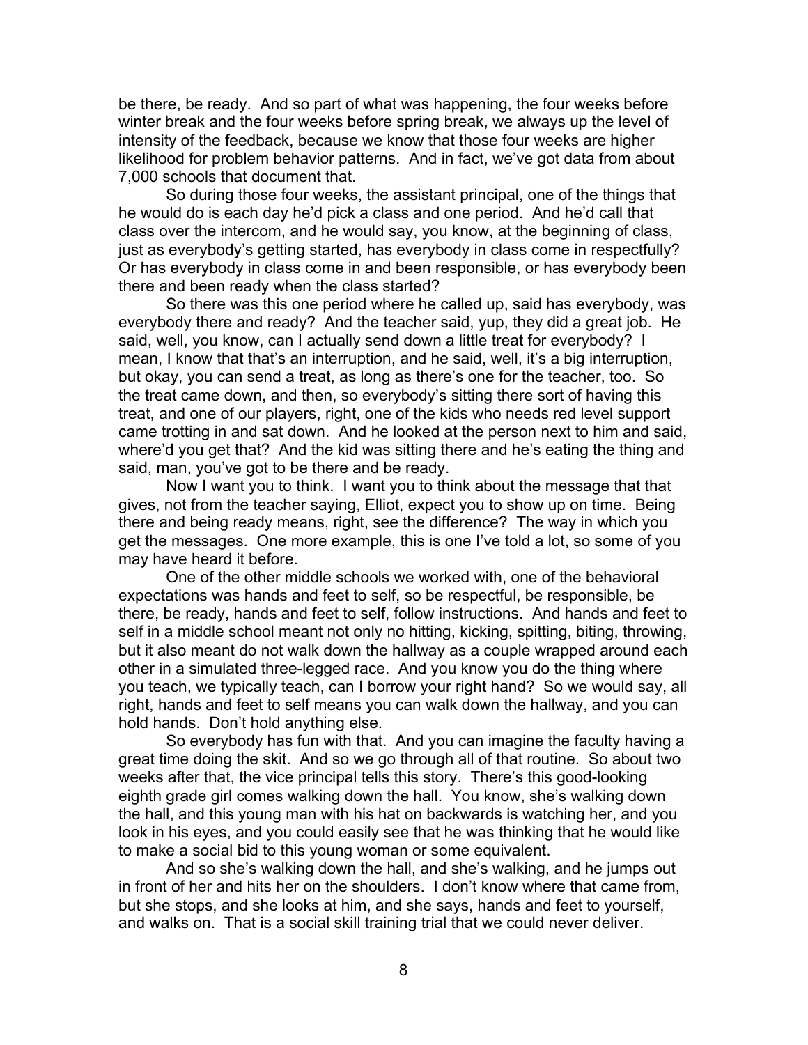be there, be ready. And so part of what was happening, the four weeks before winter break and the four weeks before spring break, we always up the level of intensity of the feedback, because we know that those four weeks are higher likelihood for problem behavior patterns. And in fact, we've got data from about 7,000 schools that document that.

So during those four weeks, the assistant principal, one of the things that he would do is each day he'd pick a class and one period. And he'd call that class over the intercom, and he would say, you know, at the beginning of class, just as everybody's getting started, has everybody in class come in respectfully? Or has everybody in class come in and been responsible, or has everybody been there and been ready when the class started?

So there was this one period where he called up, said has everybody, was everybody there and ready? And the teacher said, yup, they did a great job. He said, well, you know, can I actually send down a little treat for everybody? I mean, I know that that's an interruption, and he said, well, it's a big interruption, but okay, you can send a treat, as long as there's one for the teacher, too. So the treat came down, and then, so everybody's sitting there sort of having this treat, and one of our players, right, one of the kids who needs red level support came trotting in and sat down. And he looked at the person next to him and said, where'd you get that? And the kid was sitting there and he's eating the thing and said, man, you've got to be there and be ready.

Now I want you to think. I want you to think about the message that that gives, not from the teacher saying, Elliot, expect you to show up on time. Being there and being ready means, right, see the difference? The way in which you get the messages. One more example, this is one I've told a lot, so some of you may have heard it before.

One of the other middle schools we worked with, one of the behavioral expectations was hands and feet to self, so be respectful, be responsible, be there, be ready, hands and feet to self, follow instructions. And hands and feet to self in a middle school meant not only no hitting, kicking, spitting, biting, throwing, but it also meant do not walk down the hallway as a couple wrapped around each other in a simulated three-legged race. And you know you do the thing where you teach, we typically teach, can I borrow your right hand? So we would say, all right, hands and feet to self means you can walk down the hallway, and you can hold hands. Don't hold anything else.

So everybody has fun with that. And you can imagine the faculty having a great time doing the skit. And so we go through all of that routine. So about two weeks after that, the vice principal tells this story. There's this good-looking eighth grade girl comes walking down the hall. You know, she's walking down the hall, and this young man with his hat on backwards is watching her, and you look in his eyes, and you could easily see that he was thinking that he would like to make a social bid to this young woman or some equivalent.

And so she's walking down the hall, and she's walking, and he jumps out in front of her and hits her on the shoulders. I don't know where that came from, but she stops, and she looks at him, and she says, hands and feet to yourself, and walks on. That is a social skill training trial that we could never deliver.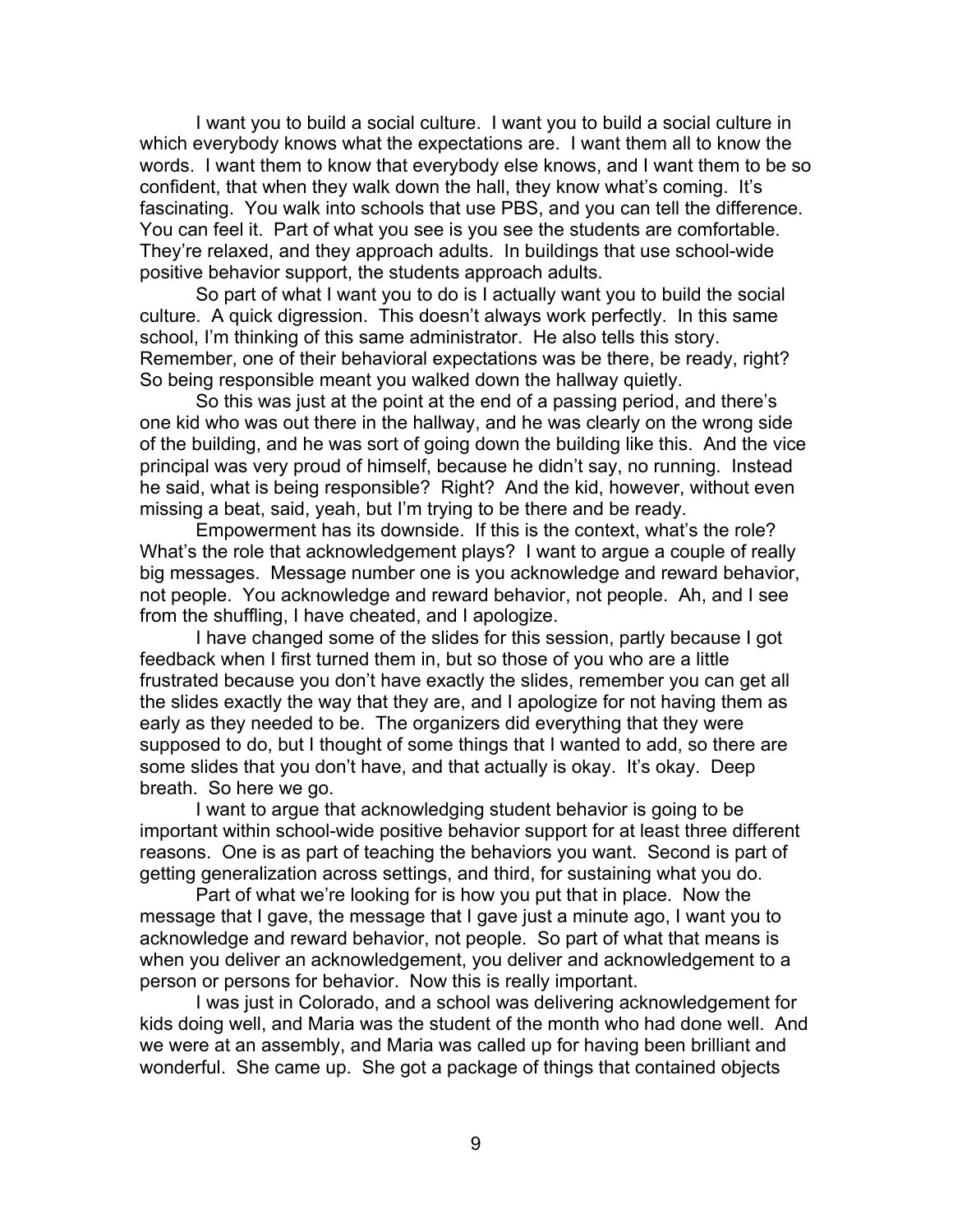I want you to build a social culture. I want you to build a social culture in which everybody knows what the expectations are. I want them all to know the words. I want them to know that everybody else knows, and I want them to be so confident, that when they walk down the hall, they know what's coming. It's fascinating. You walk into schools that use PBS, and you can tell the difference. You can feel it. Part of what you see is you see the students are comfortable. They're relaxed, and they approach adults. In buildings that use school-wide positive behavior support, the students approach adults.

So part of what I want you to do is I actually want you to build the social culture. A quick digression. This doesn't always work perfectly. In this same school, I'm thinking of this same administrator. He also tells this story. Remember, one of their behavioral expectations was be there, be ready, right? So being responsible meant you walked down the hallway quietly.

So this was just at the point at the end of a passing period, and there's one kid who was out there in the hallway, and he was clearly on the wrong side of the building, and he was sort of going down the building like this. And the vice principal was very proud of himself, because he didn't say, no running. Instead he said, what is being responsible? Right? And the kid, however, without even missing a beat, said, yeah, but I'm trying to be there and be ready.

Empowerment has its downside. If this is the context, what's the role? What's the role that acknowledgement plays? I want to argue a couple of really big messages. Message number one is you acknowledge and reward behavior, not people. You acknowledge and reward behavior, not people. Ah, and I see from the shuffling, I have cheated, and I apologize.

I have changed some of the slides for this session, partly because I got feedback when I first turned them in, but so those of you who are a little frustrated because you don't have exactly the slides, remember you can get all the slides exactly the way that they are, and I apologize for not having them as early as they needed to be. The organizers did everything that they were supposed to do, but I thought of some things that I wanted to add, so there are some slides that you don't have, and that actually is okay. It's okay. Deep breath. So here we go.

I want to argue that acknowledging student behavior is going to be important within school-wide positive behavior support for at least three different reasons. One is as part of teaching the behaviors you want. Second is part of getting generalization across settings, and third, for sustaining what you do.

Part of what we're looking for is how you put that in place. Now the message that I gave, the message that I gave just a minute ago, I want you to acknowledge and reward behavior, not people. So part of what that means is when you deliver an acknowledgement, you deliver and acknowledgement to a person or persons for behavior. Now this is really important.

I was just in Colorado, and a school was delivering acknowledgement for kids doing well, and Maria was the student of the month who had done well. And we were at an assembly, and Maria was called up for having been brilliant and wonderful. She came up. She got a package of things that contained objects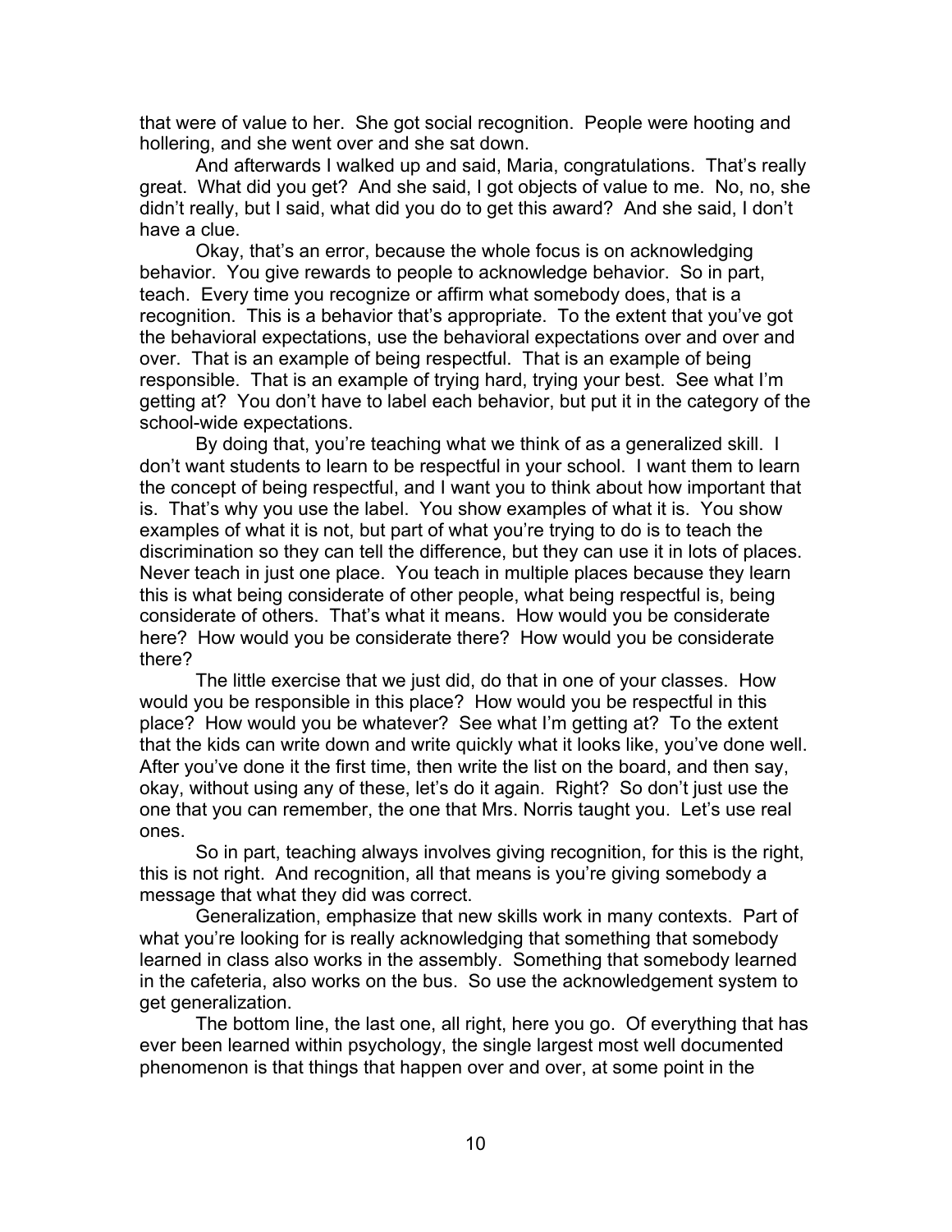that were of value to her. She got social recognition. People were hooting and hollering, and she went over and she sat down.

And afterwards I walked up and said, Maria, congratulations. That's really great. What did you get? And she said, I got objects of value to me. No, no, she didn't really, but I said, what did you do to get this award? And she said, I don't have a clue.

Okay, that's an error, because the whole focus is on acknowledging behavior. You give rewards to people to acknowledge behavior. So in part, teach. Every time you recognize or affirm what somebody does, that is a recognition. This is a behavior that's appropriate. To the extent that you've got the behavioral expectations, use the behavioral expectations over and over and over. That is an example of being respectful. That is an example of being responsible. That is an example of trying hard, trying your best. See what I'm getting at? You don't have to label each behavior, but put it in the category of the school-wide expectations.

By doing that, you're teaching what we think of as a generalized skill. I don't want students to learn to be respectful in your school. I want them to learn the concept of being respectful, and I want you to think about how important that is. That's why you use the label. You show examples of what it is. You show examples of what it is not, but part of what you're trying to do is to teach the discrimination so they can tell the difference, but they can use it in lots of places. Never teach in just one place. You teach in multiple places because they learn this is what being considerate of other people, what being respectful is, being considerate of others. That's what it means. How would you be considerate here? How would you be considerate there? How would you be considerate there?

The little exercise that we just did, do that in one of your classes. How would you be responsible in this place? How would you be respectful in this place? How would you be whatever? See what I'm getting at? To the extent that the kids can write down and write quickly what it looks like, you've done well. After you've done it the first time, then write the list on the board, and then say, okay, without using any of these, let's do it again. Right? So don't just use the one that you can remember, the one that Mrs. Norris taught you. Let's use real ones.

So in part, teaching always involves giving recognition, for this is the right, this is not right. And recognition, all that means is you're giving somebody a message that what they did was correct.

Generalization, emphasize that new skills work in many contexts. Part of what you're looking for is really acknowledging that something that somebody learned in class also works in the assembly. Something that somebody learned in the cafeteria, also works on the bus. So use the acknowledgement system to get generalization.

The bottom line, the last one, all right, here you go. Of everything that has ever been learned within psychology, the single largest most well documented phenomenon is that things that happen over and over, at some point in the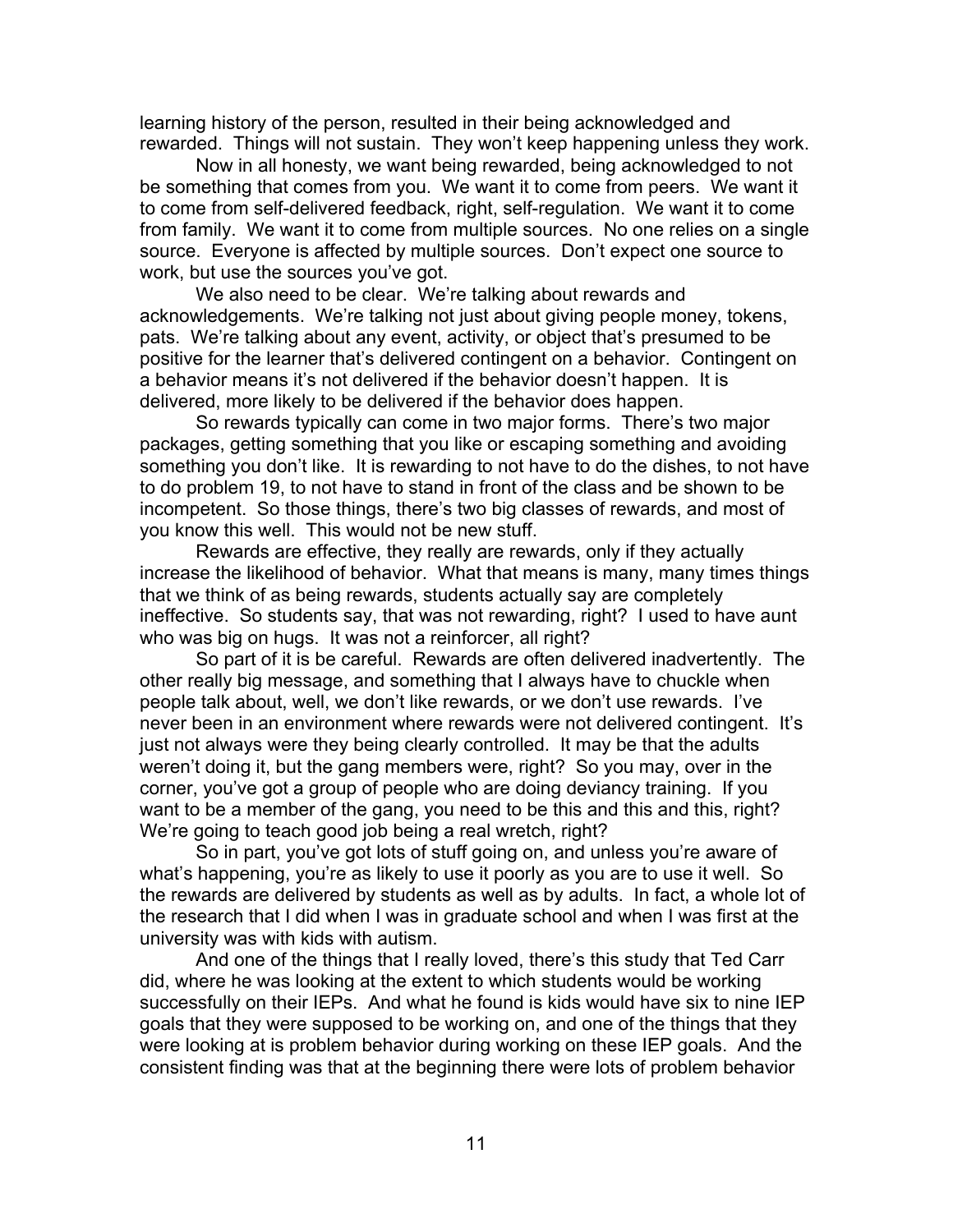learning history of the person, resulted in their being acknowledged and rewarded. Things will not sustain. They won't keep happening unless they work.

Now in all honesty, we want being rewarded, being acknowledged to not be something that comes from you. We want it to come from peers. We want it to come from self-delivered feedback, right, self-regulation. We want it to come from family. We want it to come from multiple sources. No one relies on a single source. Everyone is affected by multiple sources. Don't expect one source to work, but use the sources you've got.

We also need to be clear. We're talking about rewards and acknowledgements. We're talking not just about giving people money, tokens, pats. We're talking about any event, activity, or object that's presumed to be positive for the learner that's delivered contingent on a behavior. Contingent on a behavior means it's not delivered if the behavior doesn't happen. It is delivered, more likely to be delivered if the behavior does happen.

So rewards typically can come in two major forms. There's two major packages, getting something that you like or escaping something and avoiding something you don't like. It is rewarding to not have to do the dishes, to not have to do problem 19, to not have to stand in front of the class and be shown to be incompetent. So those things, there's two big classes of rewards, and most of you know this well. This would not be new stuff.

Rewards are effective, they really are rewards, only if they actually increase the likelihood of behavior. What that means is many, many times things that we think of as being rewards, students actually say are completely ineffective. So students say, that was not rewarding, right? I used to have aunt who was big on hugs. It was not a reinforcer, all right?

So part of it is be careful. Rewards are often delivered inadvertently. The other really big message, and something that I always have to chuckle when people talk about, well, we don't like rewards, or we don't use rewards. I've never been in an environment where rewards were not delivered contingent. It's just not always were they being clearly controlled. It may be that the adults weren't doing it, but the gang members were, right? So you may, over in the corner, you've got a group of people who are doing deviancy training. If you want to be a member of the gang, you need to be this and this and this, right? We're going to teach good job being a real wretch, right?

So in part, you've got lots of stuff going on, and unless you're aware of what's happening, you're as likely to use it poorly as you are to use it well. So the rewards are delivered by students as well as by adults. In fact, a whole lot of the research that I did when I was in graduate school and when I was first at the university was with kids with autism.

And one of the things that I really loved, there's this study that Ted Carr did, where he was looking at the extent to which students would be working successfully on their IEPs. And what he found is kids would have six to nine IEP goals that they were supposed to be working on, and one of the things that they were looking at is problem behavior during working on these IEP goals. And the consistent finding was that at the beginning there were lots of problem behavior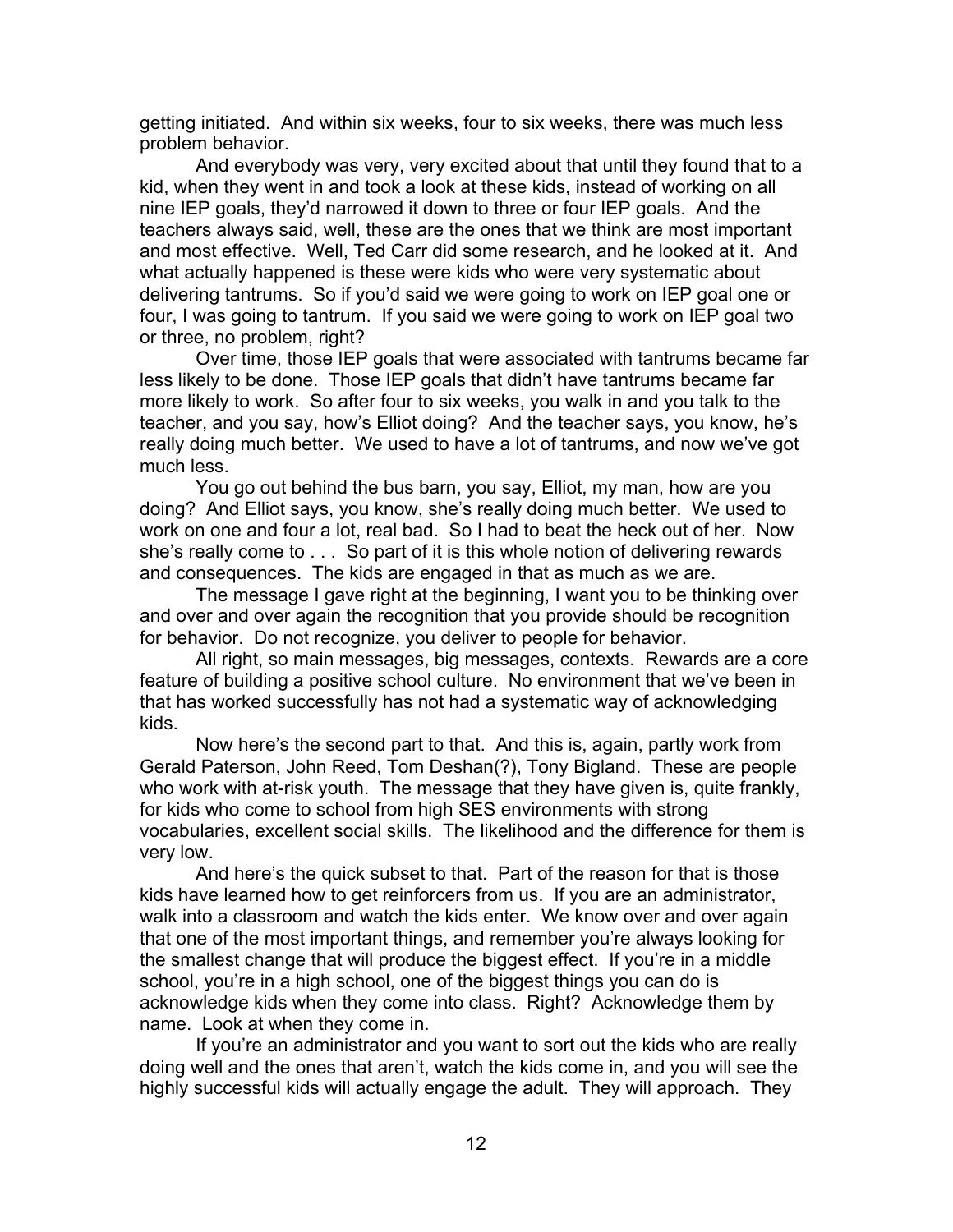getting initiated. And within six weeks, four to six weeks, there was much less problem behavior.

And everybody was very, very excited about that until they found that to a kid, when they went in and took a look at these kids, instead of working on all nine IEP goals, they'd narrowed it down to three or four IEP goals. And the teachers always said, well, these are the ones that we think are most important and most effective. Well, Ted Carr did some research, and he looked at it. And what actually happened is these were kids who were very systematic about delivering tantrums. So if you'd said we were going to work on IEP goal one or four, I was going to tantrum. If you said we were going to work on IEP goal two or three, no problem, right?

Over time, those IEP goals that were associated with tantrums became far less likely to be done. Those IEP goals that didn't have tantrums became far more likely to work. So after four to six weeks, you walk in and you talk to the teacher, and you say, how's Elliot doing? And the teacher says, you know, he's really doing much better. We used to have a lot of tantrums, and now we've got much less.

You go out behind the bus barn, you say, Elliot, my man, how are you doing? And Elliot says, you know, she's really doing much better. We used to work on one and four a lot, real bad. So I had to beat the heck out of her. Now she's really come to . . . So part of it is this whole notion of delivering rewards and consequences. The kids are engaged in that as much as we are.

The message I gave right at the beginning, I want you to be thinking over and over and over again the recognition that you provide should be recognition for behavior. Do not recognize, you deliver to people for behavior.

All right, so main messages, big messages, contexts. Rewards are a core feature of building a positive school culture. No environment that we've been in that has worked successfully has not had a systematic way of acknowledging kids.

Now here's the second part to that. And this is, again, partly work from Gerald Paterson, John Reed, Tom Deshan(?), Tony Bigland. These are people who work with at-risk youth. The message that they have given is, quite frankly, for kids who come to school from high SES environments with strong vocabularies, excellent social skills. The likelihood and the difference for them is very low.

And here's the quick subset to that. Part of the reason for that is those kids have learned how to get reinforcers from us. If you are an administrator, walk into a classroom and watch the kids enter. We know over and over again that one of the most important things, and remember you're always looking for the smallest change that will produce the biggest effect. If you're in a middle school, you're in a high school, one of the biggest things you can do is acknowledge kids when they come into class. Right? Acknowledge them by name. Look at when they come in.

If you're an administrator and you want to sort out the kids who are really doing well and the ones that aren't, watch the kids come in, and you will see the highly successful kids will actually engage the adult. They will approach. They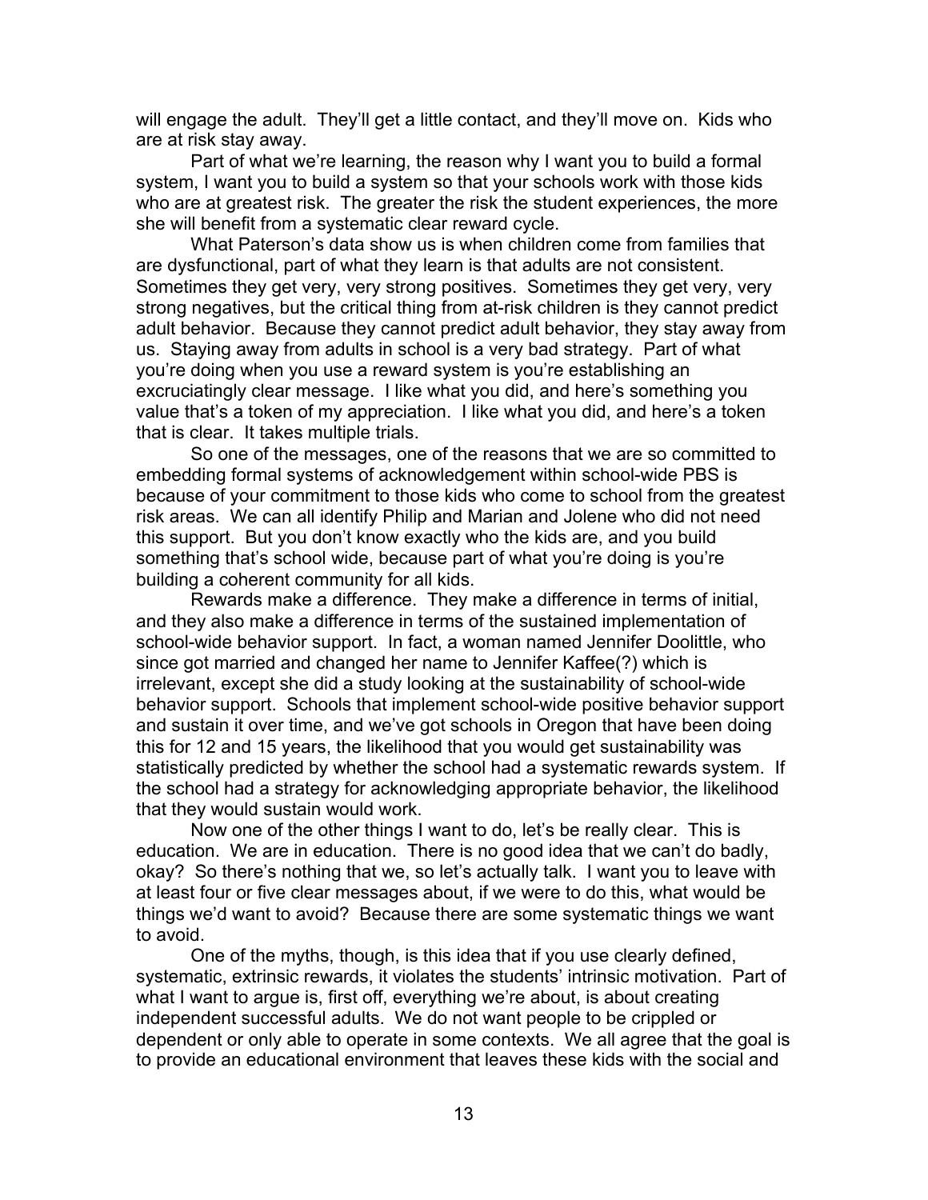will engage the adult. They'll get a little contact, and they'll move on. Kids who are at risk stay away.

Part of what we're learning, the reason why I want you to build a formal system, I want you to build a system so that your schools work with those kids who are at greatest risk. The greater the risk the student experiences, the more she will benefit from a systematic clear reward cycle.

What Paterson's data show us is when children come from families that are dysfunctional, part of what they learn is that adults are not consistent. Sometimes they get very, very strong positives. Sometimes they get very, very strong negatives, but the critical thing from at-risk children is they cannot predict adult behavior. Because they cannot predict adult behavior, they stay away from us. Staying away from adults in school is a very bad strategy. Part of what you're doing when you use a reward system is you're establishing an excruciatingly clear message. I like what you did, and here's something you value that's a token of my appreciation. I like what you did, and here's a token that is clear. It takes multiple trials.

So one of the messages, one of the reasons that we are so committed to embedding formal systems of acknowledgement within school-wide PBS is because of your commitment to those kids who come to school from the greatest risk areas. We can all identify Philip and Marian and Jolene who did not need this support. But you don't know exactly who the kids are, and you build something that's school wide, because part of what you're doing is you're building a coherent community for all kids.

Rewards make a difference. They make a difference in terms of initial, and they also make a difference in terms of the sustained implementation of school-wide behavior support. In fact, a woman named Jennifer Doolittle, who since got married and changed her name to Jennifer Kaffee(?) which is irrelevant, except she did a study looking at the sustainability of school-wide behavior support. Schools that implement school-wide positive behavior support and sustain it over time, and we've got schools in Oregon that have been doing this for 12 and 15 years, the likelihood that you would get sustainability was statistically predicted by whether the school had a systematic rewards system. If the school had a strategy for acknowledging appropriate behavior, the likelihood that they would sustain would work.

Now one of the other things I want to do, let's be really clear. This is education. We are in education. There is no good idea that we can't do badly, okay? So there's nothing that we, so let's actually talk. I want you to leave with at least four or five clear messages about, if we were to do this, what would be things we'd want to avoid? Because there are some systematic things we want to avoid.

One of the myths, though, is this idea that if you use clearly defined, systematic, extrinsic rewards, it violates the students' intrinsic motivation. Part of what I want to argue is, first off, everything we're about, is about creating independent successful adults. We do not want people to be crippled or dependent or only able to operate in some contexts. We all agree that the goal is to provide an educational environment that leaves these kids with the social and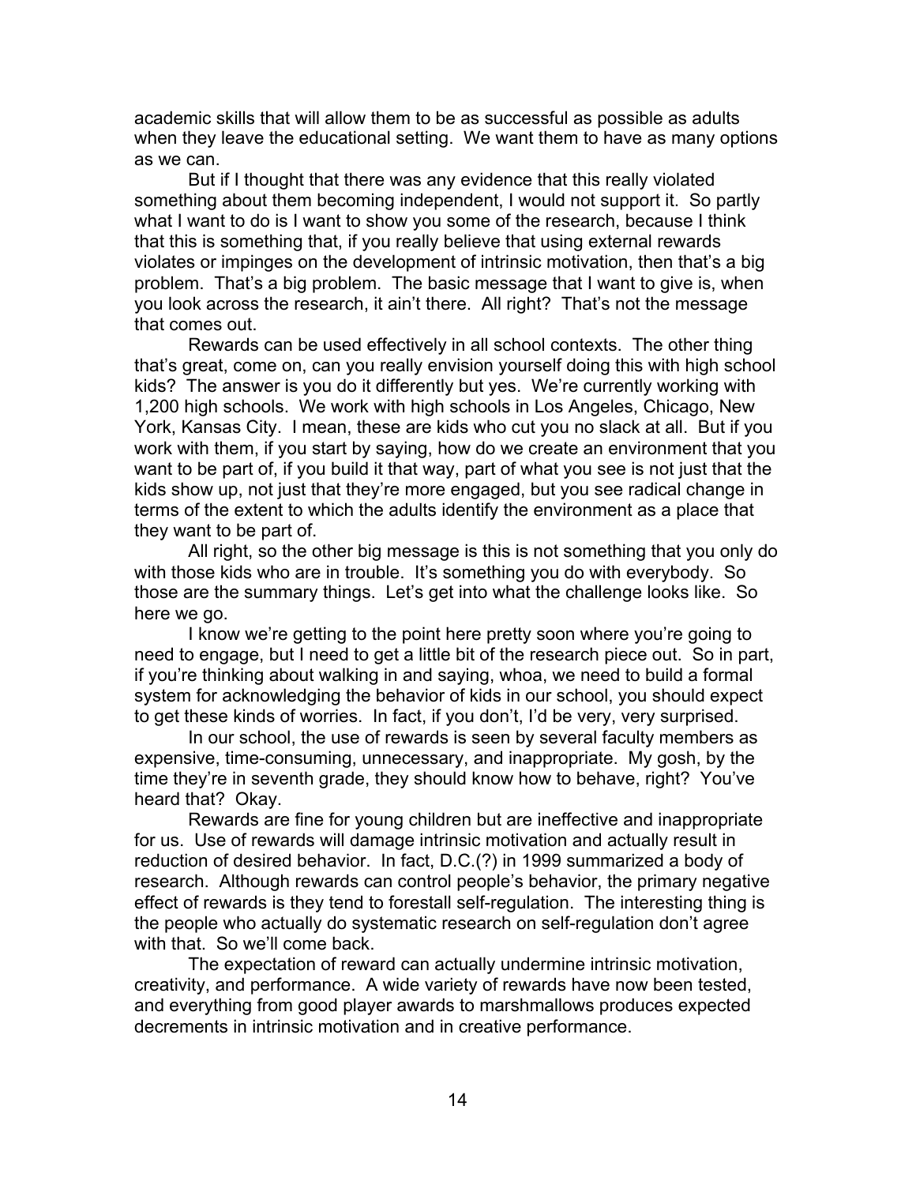academic skills that will allow them to be as successful as possible as adults when they leave the educational setting. We want them to have as many options as we can.

But if I thought that there was any evidence that this really violated something about them becoming independent, I would not support it. So partly what I want to do is I want to show you some of the research, because I think that this is something that, if you really believe that using external rewards violates or impinges on the development of intrinsic motivation, then that's a big problem. That's a big problem. The basic message that I want to give is, when you look across the research, it ain't there. All right? That's not the message that comes out.

Rewards can be used effectively in all school contexts. The other thing that's great, come on, can you really envision yourself doing this with high school kids? The answer is you do it differently but yes. We're currently working with 1,200 high schools. We work with high schools in Los Angeles, Chicago, New York, Kansas City. I mean, these are kids who cut you no slack at all. But if you work with them, if you start by saying, how do we create an environment that you want to be part of, if you build it that way, part of what you see is not just that the kids show up, not just that they're more engaged, but you see radical change in terms of the extent to which the adults identify the environment as a place that they want to be part of.

All right, so the other big message is this is not something that you only do with those kids who are in trouble. It's something you do with everybody. So those are the summary things. Let's get into what the challenge looks like. So here we go.

I know we're getting to the point here pretty soon where you're going to need to engage, but I need to get a little bit of the research piece out. So in part, if you're thinking about walking in and saying, whoa, we need to build a formal system for acknowledging the behavior of kids in our school, you should expect to get these kinds of worries. In fact, if you don't, I'd be very, very surprised.

In our school, the use of rewards is seen by several faculty members as expensive, time-consuming, unnecessary, and inappropriate. My gosh, by the time they're in seventh grade, they should know how to behave, right? You've heard that? Okay.

Rewards are fine for young children but are ineffective and inappropriate for us. Use of rewards will damage intrinsic motivation and actually result in reduction of desired behavior. In fact, D.C.(?) in 1999 summarized a body of research. Although rewards can control people's behavior, the primary negative effect of rewards is they tend to forestall self-regulation. The interesting thing is the people who actually do systematic research on self-regulation don't agree with that. So we'll come back.

The expectation of reward can actually undermine intrinsic motivation, creativity, and performance. A wide variety of rewards have now been tested, and everything from good player awards to marshmallows produces expected decrements in intrinsic motivation and in creative performance.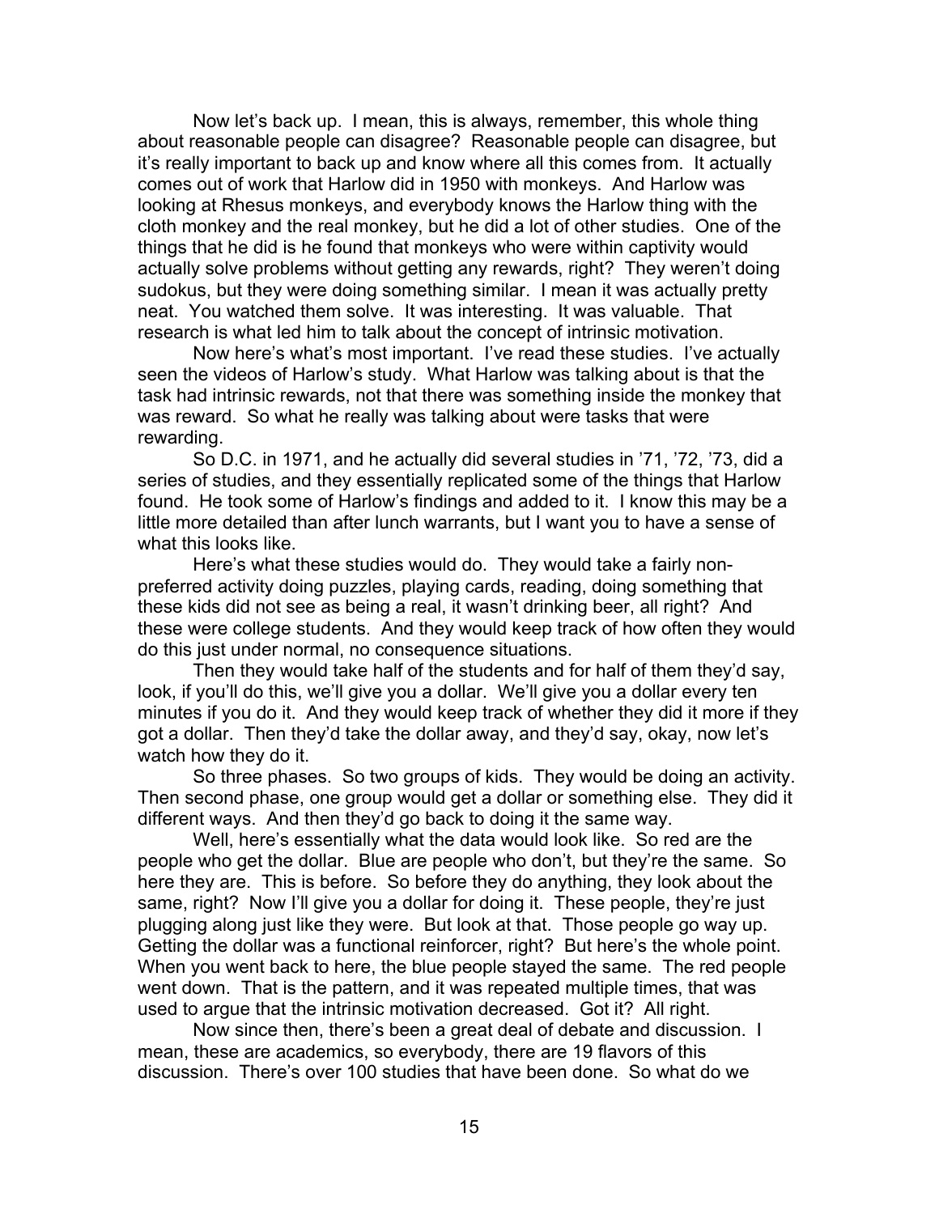Now let's back up. I mean, this is always, remember, this whole thing about reasonable people can disagree? Reasonable people can disagree, but it's really important to back up and know where all this comes from. It actually comes out of work that Harlow did in 1950 with monkeys. And Harlow was looking at Rhesus monkeys, and everybody knows the Harlow thing with the cloth monkey and the real monkey, but he did a lot of other studies. One of the things that he did is he found that monkeys who were within captivity would actually solve problems without getting any rewards, right? They weren't doing sudokus, but they were doing something similar. I mean it was actually pretty neat. You watched them solve. It was interesting. It was valuable. That research is what led him to talk about the concept of intrinsic motivation.

Now here's what's most important. I've read these studies. I've actually seen the videos of Harlow's study. What Harlow was talking about is that the task had intrinsic rewards, not that there was something inside the monkey that was reward. So what he really was talking about were tasks that were rewarding.

So D.C. in 1971, and he actually did several studies in '71, '72, '73, did a series of studies, and they essentially replicated some of the things that Harlow found. He took some of Harlow's findings and added to it. I know this may be a little more detailed than after lunch warrants, but I want you to have a sense of what this looks like.

Here's what these studies would do. They would take a fairly non-preferred activity doing puzzles, playing cards, reading, doing something that these kids did not see as being a real, it wasn't drinking beer, all right? And these were college students. And they would keep track of how often they would do this just under normal, no consequence situations.

Then they would take half of the students and for half of them they'd say, look, if you'll do this, we'll give you a dollar. We'll give you a dollar every ten minutes if you do it. And they would keep track of whether they did it more if they got a dollar. Then they'd take the dollar away, and they'd say, okay, now let's watch how they do it.

So three phases. So two groups of kids. They would be doing an activity. Then second phase, one group would get a dollar or something else. They did it different ways. And then they'd go back to doing it the same way.

Well, here's essentially what the data would look like. So red are the people who get the dollar. Blue are people who don't, but they're the same. So here they are. This is before. So before they do anything, they look about the same, right? Now I'll give you a dollar for doing it. These people, they're just plugging along just like they were. But look at that. Those people go way up. Getting the dollar was a functional reinforcer, right? But here's the whole point. When you went back to here, the blue people stayed the same. The red people went down. That is the pattern, and it was repeated multiple times, that was used to argue that the intrinsic motivation decreased. Got it? All right.

Now since then, there's been a great deal of debate and discussion. I mean, these are academics, so everybody, there are 19 flavors of this discussion. There's over 100 studies that have been done. So what do we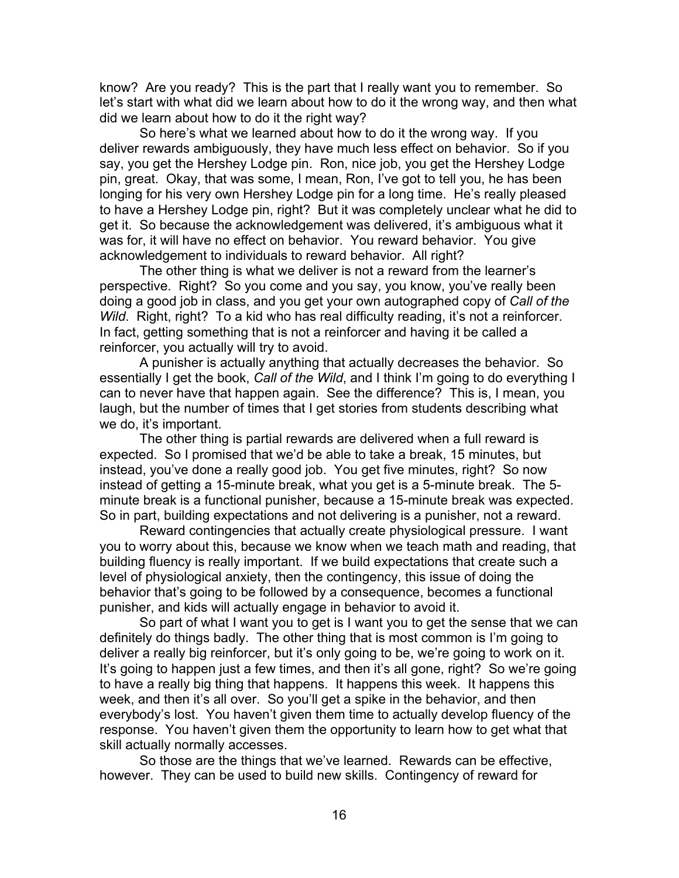know? Are you ready? This is the part that I really want you to remember. So let's start with what did we learn about how to do it the wrong way, and then what did we learn about how to do it the right way?

So here's what we learned about how to do it the wrong way. If you deliver rewards ambiguously, they have much less effect on behavior. So if you say, you get the Hershey Lodge pin. Ron, nice job, you get the Hershey Lodge pin, great. Okay, that was some, I mean, Ron, I've got to tell you, he has been longing for his very own Hershey Lodge pin for a long time. He's really pleased to have a Hershey Lodge pin, right? But it was completely unclear what he did to get it. So because the acknowledgement was delivered, it's ambiguous what it was for, it will have no effect on behavior. You reward behavior. You give acknowledgement to individuals to reward behavior. All right?

The other thing is what we deliver is not a reward from the learner's perspective. Right? So you come and you say, you know, you've really been doing a good job in class, and you get your own autographed copy of *Call of the Wild*. Right, right? To a kid who has real difficulty reading, it's not a reinforcer. In fact, getting something that is not a reinforcer and having it be called a reinforcer, you actually will try to avoid.

A punisher is actually anything that actually decreases the behavior. So essentially I get the book, *Call of the Wild*, and I think I'm going to do everything I can to never have that happen again. See the difference? This is, I mean, you laugh, but the number of times that I get stories from students describing what we do, it's important.

The other thing is partial rewards are delivered when a full reward is expected. So I promised that we'd be able to take a break, 15 minutes, but instead, you've done a really good job. You get five minutes, right? So now instead of getting a 15-minute break, what you get is a 5-minute break. The 5-minute break is a functional punisher, because a 15-minute break was expected. So in part, building expectations and not delivering is a punisher, not a reward.

Reward contingencies that actually create physiological pressure. I want you to worry about this, because we know when we teach math and reading, that building fluency is really important. If we build expectations that create such a level of physiological anxiety, then the contingency, this issue of doing the behavior that's going to be followed by a consequence, becomes a functional punisher, and kids will actually engage in behavior to avoid it.

So part of what I want you to get is I want you to get the sense that we can definitely do things badly. The other thing that is most common is I'm going to deliver a really big reinforcer, but it's only going to be, we're going to work on it. It's going to happen just a few times, and then it's all gone, right? So we're going to have a really big thing that happens. It happens this week. It happens this week, and then it's all over. So you'll get a spike in the behavior, and then everybody's lost. You haven't given them time to actually develop fluency of the response. You haven't given them the opportunity to learn how to get what that skill actually normally accesses.

So those are the things that we've learned. Rewards can be effective, however. They can be used to build new skills. Contingency of reward for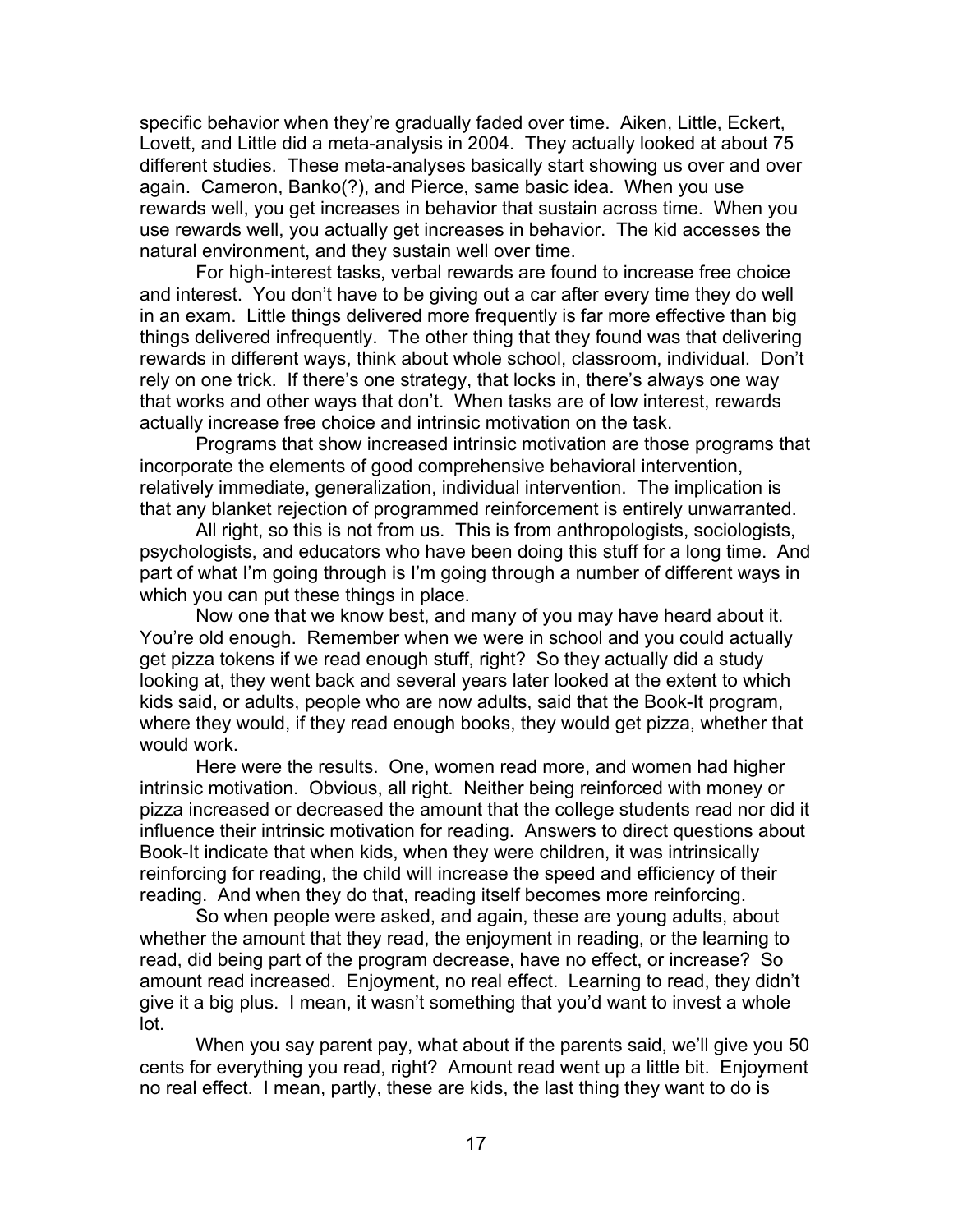specific behavior when they're gradually faded over time. Aiken, Little, Eckert, Lovett, and Little did a meta-analysis in 2004. They actually looked at about 75 different studies. These meta-analyses basically start showing us over and over again. Cameron, Banko(?), and Pierce, same basic idea. When you use rewards well, you get increases in behavior that sustain across time. When you use rewards well, you actually get increases in behavior. The kid accesses the natural environment, and they sustain well over time.

For high-interest tasks, verbal rewards are found to increase free choice and interest. You don't have to be giving out a car after every time they do well in an exam. Little things delivered more frequently is far more effective than big things delivered infrequently. The other thing that they found was that delivering rewards in different ways, think about whole school, classroom, individual. Don't rely on one trick. If there's one strategy, that locks in, there's always one way that works and other ways that don't. When tasks are of low interest, rewards actually increase free choice and intrinsic motivation on the task.

Programs that show increased intrinsic motivation are those programs that incorporate the elements of good comprehensive behavioral intervention, relatively immediate, generalization, individual intervention. The implication is that any blanket rejection of programmed reinforcement is entirely unwarranted.

All right, so this is not from us. This is from anthropologists, sociologists, psychologists, and educators who have been doing this stuff for a long time. And part of what I'm going through is I'm going through a number of different ways in which you can put these things in place.

Now one that we know best, and many of you may have heard about it. You're old enough. Remember when we were in school and you could actually get pizza tokens if we read enough stuff, right? So they actually did a study looking at, they went back and several years later looked at the extent to which kids said, or adults, people who are now adults, said that the Book-It program, where they would, if they read enough books, they would get pizza, whether that would work.

Here were the results. One, women read more, and women had higher intrinsic motivation. Obvious, all right. Neither being reinforced with money or pizza increased or decreased the amount that the college students read nor did it influence their intrinsic motivation for reading. Answers to direct questions about Book-It indicate that when kids, when they were children, it was intrinsically reinforcing for reading, the child will increase the speed and efficiency of their reading. And when they do that, reading itself becomes more reinforcing.

So when people were asked, and again, these are young adults, about whether the amount that they read, the enjoyment in reading, or the learning to read, did being part of the program decrease, have no effect, or increase? So amount read increased. Enjoyment, no real effect. Learning to read, they didn't give it a big plus. I mean, it wasn't something that you'd want to invest a whole lot.

When you say parent pay, what about if the parents said, we'll give you 50 cents for everything you read, right? Amount read went up a little bit. Enjoyment no real effect. I mean, partly, these are kids, the last thing they want to do is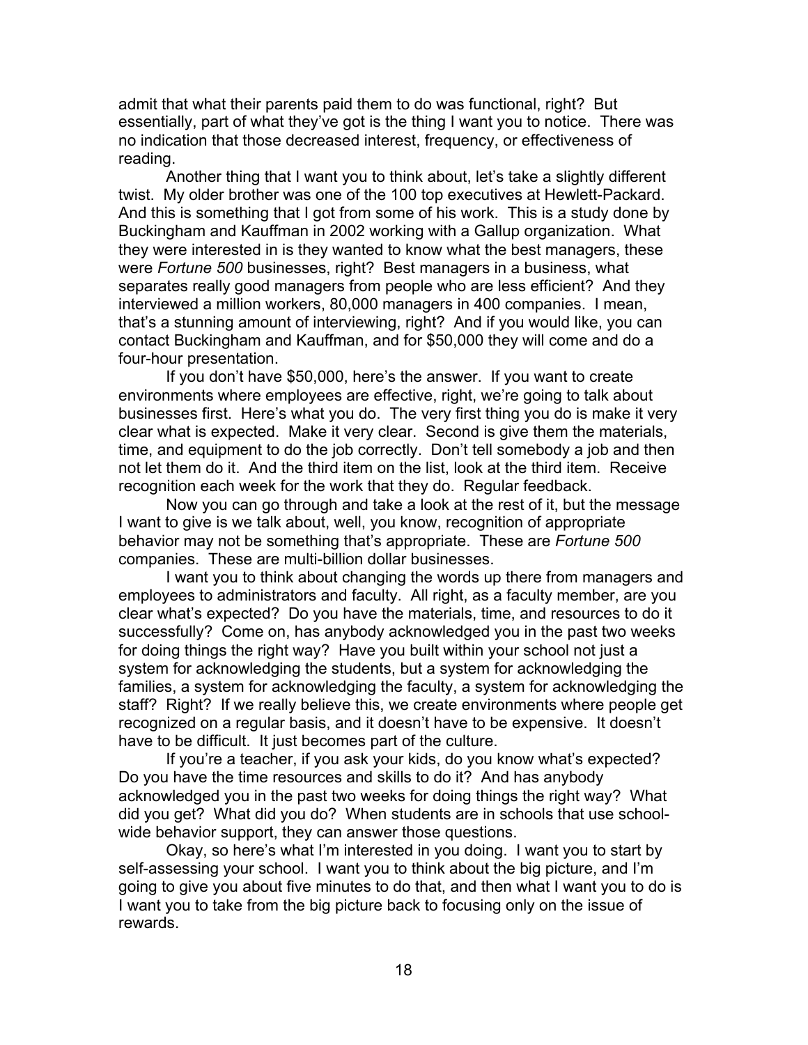admit that what their parents paid them to do was functional, right? But essentially, part of what they've got is the thing I want you to notice. There was no indication that those decreased interest, frequency, or effectiveness of reading.

Another thing that I want you to think about, let's take a slightly different twist. My older brother was one of the 100 top executives at Hewlett-Packard. And this is something that I got from some of his work. This is a study done by Buckingham and Kauffman in 2002 working with a Gallup organization. What they were interested in is they wanted to know what the best managers, these were *Fortune 500* businesses, right? Best managers in a business, what separates really good managers from people who are less efficient? And they interviewed a million workers, 80,000 managers in 400 companies. I mean, that's a stunning amount of interviewing, right? And if you would like, you can contact Buckingham and Kauffman, and for $50,000 they will come and do a four-hour presentation.

If you don't have $50,000, here's the answer. If you want to create environments where employees are effective, right, we're going to talk about businesses first. Here's what you do. The very first thing you do is make it very clear what is expected. Make it very clear. Second is give them the materials, time, and equipment to do the job correctly. Don't tell somebody a job and then not let them do it. And the third item on the list, look at the third item. Receive recognition each week for the work that they do. Regular feedback.

Now you can go through and take a look at the rest of it, but the message I want to give is we talk about, well, you know, recognition of appropriate behavior may not be something that's appropriate. These are *Fortune 500* companies. These are multi-billion dollar businesses.

I want you to think about changing the words up there from managers and employees to administrators and faculty. All right, as a faculty member, are you clear what's expected? Do you have the materials, time, and resources to do it successfully? Come on, has anybody acknowledged you in the past two weeks for doing things the right way? Have you built within your school not just a system for acknowledging the students, but a system for acknowledging the families, a system for acknowledging the faculty, a system for acknowledging the staff? Right? If we really believe this, we create environments where people get recognized on a regular basis, and it doesn't have to be expensive. It doesn't have to be difficult. It just becomes part of the culture.

If you're a teacher, if you ask your kids, do you know what's expected? Do you have the time resources and skills to do it? And has anybody acknowledged you in the past two weeks for doing things the right way? What did you get? What did you do? When students are in schools that use school-wide behavior support, they can answer those questions.

Okay, so here's what I'm interested in you doing. I want you to start by self-assessing your school. I want you to think about the big picture, and I'm going to give you about five minutes to do that, and then what I want you to do is I want you to take from the big picture back to focusing only on the issue of rewards.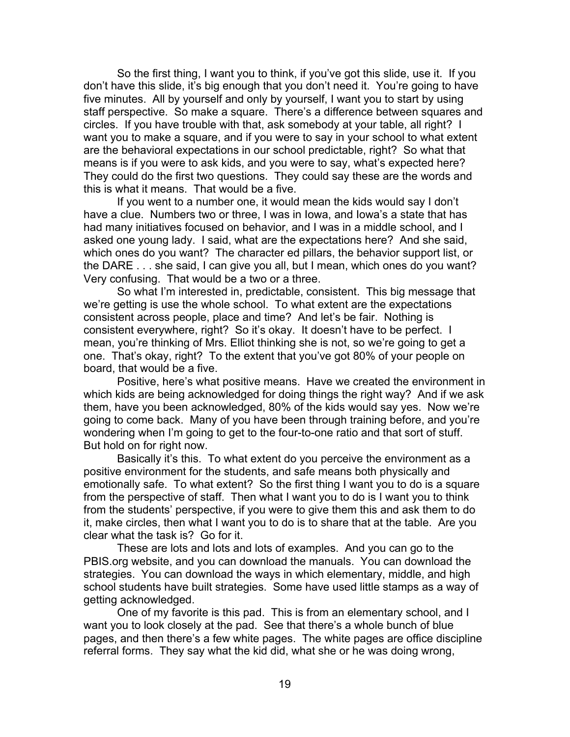So the first thing, I want you to think, if you've got this slide, use it. If you don't have this slide, it's big enough that you don't need it. You're going to have five minutes. All by yourself and only by yourself, I want you to start by using staff perspective. So make a square. There's a difference between squares and circles. If you have trouble with that, ask somebody at your table, all right? I want you to make a square, and if you were to say in your school to what extent are the behavioral expectations in our school predictable, right? So what that means is if you were to ask kids, and you were to say, what's expected here? They could do the first two questions. They could say these are the words and this is what it means. That would be a five.

If you went to a number one, it would mean the kids would say I don't have a clue. Numbers two or three, I was in Iowa, and Iowa's a state that has had many initiatives focused on behavior, and I was in a middle school, and I asked one young lady. I said, what are the expectations here? And she said, which ones do you want? The character ed pillars, the behavior support list, or the DARE . . . she said, I can give you all, but I mean, which ones do you want? Very confusing. That would be a two or a three.

So what I'm interested in, predictable, consistent. This big message that we're getting is use the whole school. To what extent are the expectations consistent across people, place and time? And let's be fair. Nothing is consistent everywhere, right? So it's okay. It doesn't have to be perfect. I mean, you're thinking of Mrs. Elliot thinking she is not, so we're going to get a one. That's okay, right? To the extent that you've got 80% of your people on board, that would be a five.

Positive, here's what positive means. Have we created the environment in which kids are being acknowledged for doing things the right way? And if we ask them, have you been acknowledged, 80% of the kids would say yes. Now we're going to come back. Many of you have been through training before, and you're wondering when I'm going to get to the four-to-one ratio and that sort of stuff. But hold on for right now.

Basically it's this. To what extent do you perceive the environment as a positive environment for the students, and safe means both physically and emotionally safe. To what extent? So the first thing I want you to do is a square from the perspective of staff. Then what I want you to do is I want you to think from the students' perspective, if you were to give them this and ask them to do it, make circles, then what I want you to do is to share that at the table. Are you clear what the task is? Go for it.

These are lots and lots and lots of examples. And you can go to the PBIS.org website, and you can download the manuals. You can download the strategies. You can download the ways in which elementary, middle, and high school students have built strategies. Some have used little stamps as a way of getting acknowledged.

One of my favorite is this pad. This is from an elementary school, and I want you to look closely at the pad. See that there's a whole bunch of blue pages, and then there's a few white pages. The white pages are office discipline referral forms. They say what the kid did, what she or he was doing wrong,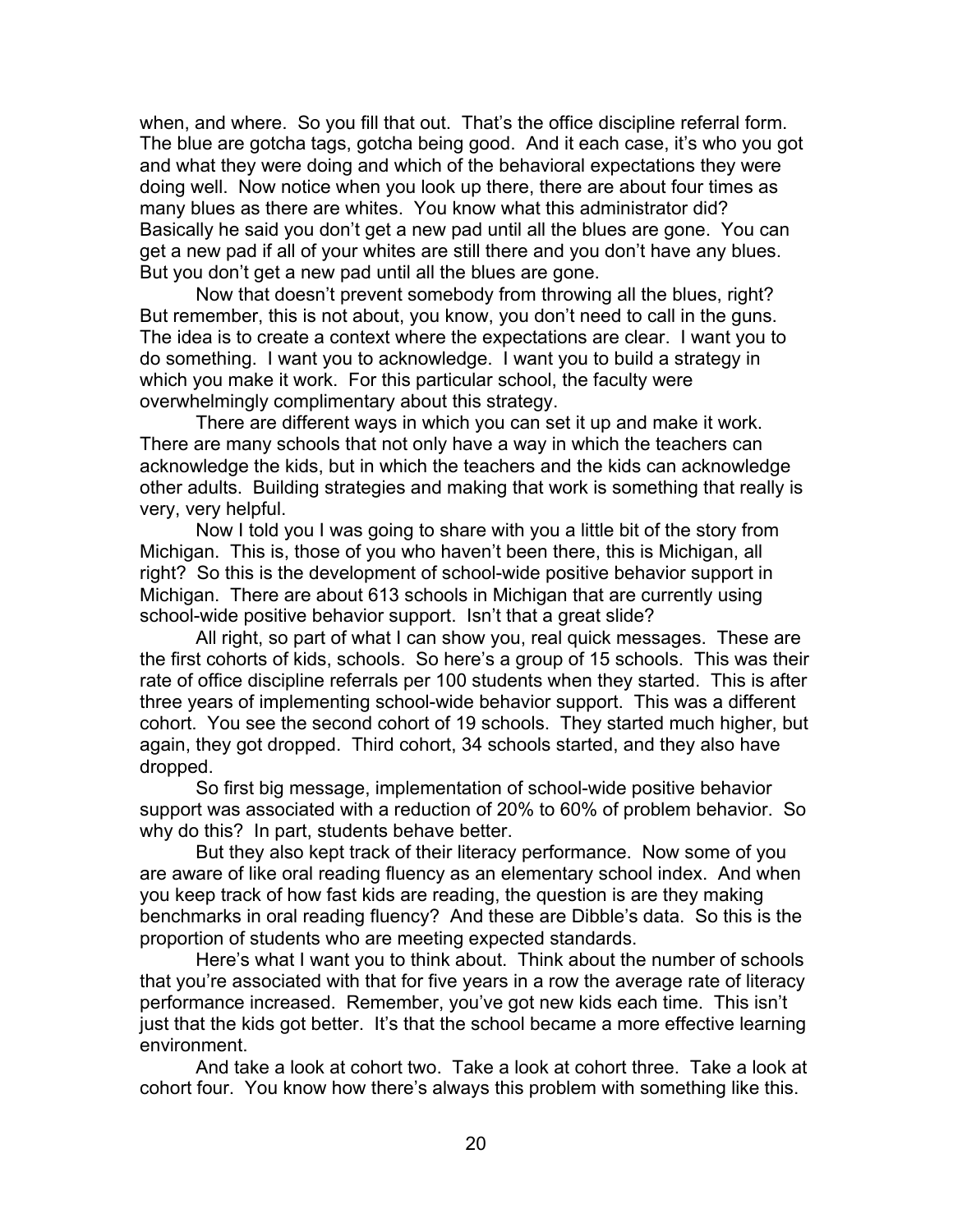when, and where. So you fill that out. That's the office discipline referral form. The blue are gotcha tags, gotcha being good. And it each case, it's who you got and what they were doing and which of the behavioral expectations they were doing well. Now notice when you look up there, there are about four times as many blues as there are whites. You know what this administrator did? Basically he said you don't get a new pad until all the blues are gone. You can get a new pad if all of your whites are still there and you don't have any blues. But you don't get a new pad until all the blues are gone.

Now that doesn't prevent somebody from throwing all the blues, right? But remember, this is not about, you know, you don't need to call in the guns. The idea is to create a context where the expectations are clear. I want you to do something. I want you to acknowledge. I want you to build a strategy in which you make it work. For this particular school, the faculty were overwhelmingly complimentary about this strategy.

There are different ways in which you can set it up and make it work. There are many schools that not only have a way in which the teachers can acknowledge the kids, but in which the teachers and the kids can acknowledge other adults. Building strategies and making that work is something that really is very, very helpful.

Now I told you I was going to share with you a little bit of the story from Michigan. This is, those of you who haven't been there, this is Michigan, all right? So this is the development of school-wide positive behavior support in Michigan. There are about 613 schools in Michigan that are currently using school-wide positive behavior support. Isn't that a great slide?

All right, so part of what I can show you, real quick messages. These are the first cohorts of kids, schools. So here's a group of 15 schools. This was their rate of office discipline referrals per 100 students when they started. This is after three years of implementing school-wide behavior support. This was a different cohort. You see the second cohort of 19 schools. They started much higher, but again, they got dropped. Third cohort, 34 schools started, and they also have dropped.

So first big message, implementation of school-wide positive behavior support was associated with a reduction of 20% to 60% of problem behavior. So why do this? In part, students behave better.

But they also kept track of their literacy performance. Now some of you are aware of like oral reading fluency as an elementary school index. And when you keep track of how fast kids are reading, the question is are they making benchmarks in oral reading fluency? And these are Dibble's data. So this is the proportion of students who are meeting expected standards.

Here's what I want you to think about. Think about the number of schools that you're associated with that for five years in a row the average rate of literacy performance increased. Remember, you've got new kids each time. This isn't just that the kids got better. It's that the school became a more effective learning environment.

And take a look at cohort two. Take a look at cohort three. Take a look at cohort four. You know how there's always this problem with something like this.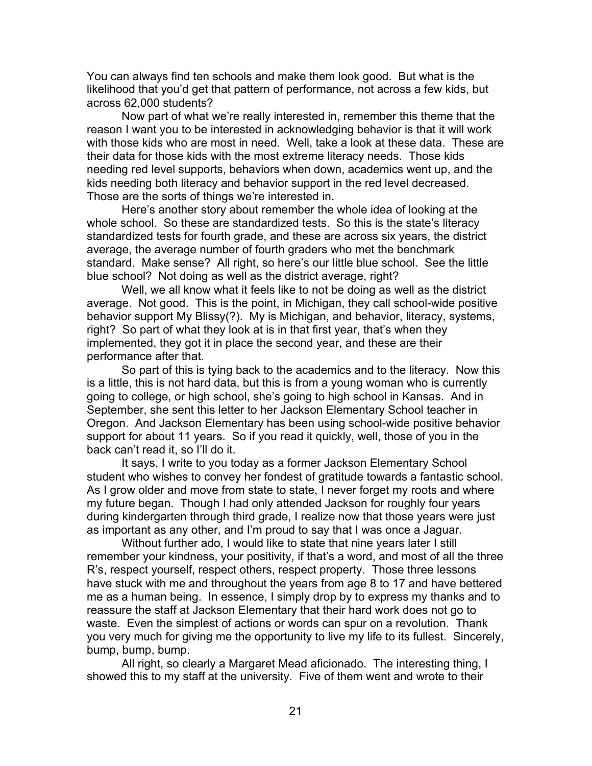You can always find ten schools and make them look good. But what is the likelihood that you'd get that pattern of performance, not across a few kids, but across 62,000 students?

Now part of what we're really interested in, remember this theme that the reason I want you to be interested in acknowledging behavior is that it will work with those kids who are most in need. Well, take a look at these data. These are their data for those kids with the most extreme literacy needs. Those kids needing red level supports, behaviors when down, academics went up, and the kids needing both literacy and behavior support in the red level decreased. Those are the sorts of things we're interested in.

Here's another story about remember the whole idea of looking at the whole school. So these are standardized tests. So this is the state's literacy standardized tests for fourth grade, and these are across six years, the district average, the average number of fourth graders who met the benchmark standard. Make sense? All right, so here's our little blue school. See the little blue school? Not doing as well as the district average, right?

Well, we all know what it feels like to not be doing as well as the district average. Not good. This is the point, in Michigan, they call school-wide positive behavior support My Blissy(?). My is Michigan, and behavior, literacy, systems, right? So part of what they look at is in that first year, that's when they implemented, they got it in place the second year, and these are their performance after that.

So part of this is tying back to the academics and to the literacy. Now this is a little, this is not hard data, but this is from a young woman who is currently going to college, or high school, she's going to high school in Kansas. And in September, she sent this letter to her Jackson Elementary School teacher in Oregon. And Jackson Elementary has been using school-wide positive behavior support for about 11 years. So if you read it quickly, well, those of you in the back can't read it, so I'll do it.

It says, I write to you today as a former Jackson Elementary School student who wishes to convey her fondest of gratitude towards a fantastic school. As I grow older and move from state to state, I never forget my roots and where my future began. Though I had only attended Jackson for roughly four years during kindergarten through third grade, I realize now that those years were just as important as any other, and I'm proud to say that I was once a Jaguar.

Without further ado, I would like to state that nine years later I still remember your kindness, your positivity, if that's a word, and most of all the three R's, respect yourself, respect others, respect property. Those three lessons have stuck with me and throughout the years from age 8 to 17 and have bettered me as a human being. In essence, I simply drop by to express my thanks and to reassure the staff at Jackson Elementary that their hard work does not go to waste. Even the simplest of actions or words can spur on a revolution. Thank you very much for giving me the opportunity to live my life to its fullest. Sincerely, bump, bump, bump.

All right, so clearly a Margaret Mead aficionado. The interesting thing, I showed this to my staff at the university. Five of them went and wrote to their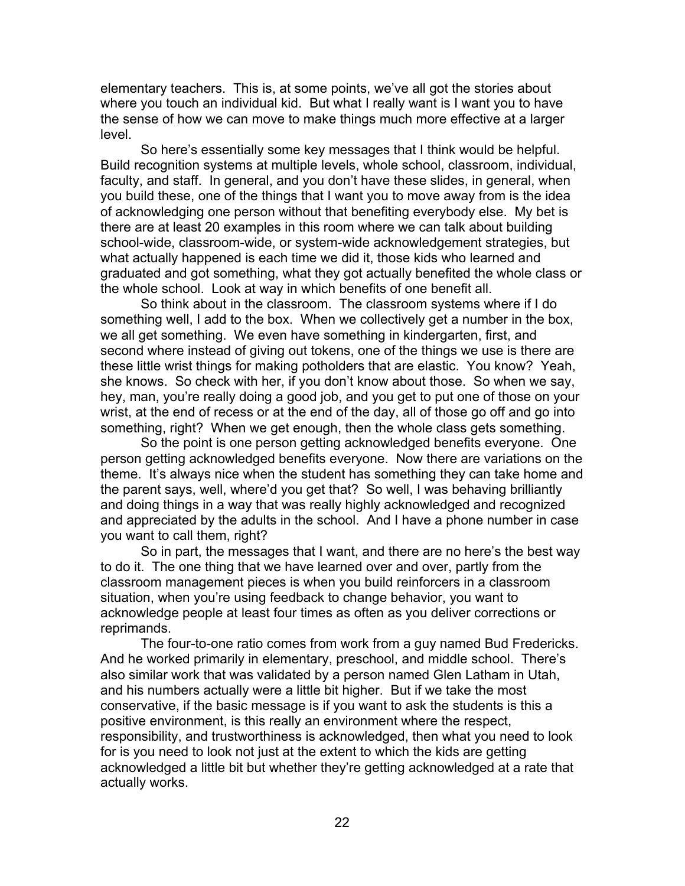elementary teachers. This is, at some points, we've all got the stories about where you touch an individual kid. But what I really want is I want you to have the sense of how we can move to make things much more effective at a larger level.

So here's essentially some key messages that I think would be helpful. Build recognition systems at multiple levels, whole school, classroom, individual, faculty, and staff. In general, and you don't have these slides, in general, when you build these, one of the things that I want you to move away from is the idea of acknowledging one person without that benefiting everybody else. My bet is there are at least 20 examples in this room where we can talk about building school-wide, classroom-wide, or system-wide acknowledgement strategies, but what actually happened is each time we did it, those kids who learned and graduated and got something, what they got actually benefited the whole class or the whole school. Look at way in which benefits of one benefit all.

So think about in the classroom. The classroom systems where if I do something well, I add to the box. When we collectively get a number in the box, we all get something. We even have something in kindergarten, first, and second where instead of giving out tokens, one of the things we use is there are these little wrist things for making potholders that are elastic. You know? Yeah, she knows. So check with her, if you don't know about those. So when we say, hey, man, you're really doing a good job, and you get to put one of those on your wrist, at the end of recess or at the end of the day, all of those go off and go into something, right? When we get enough, then the whole class gets something.

So the point is one person getting acknowledged benefits everyone. One person getting acknowledged benefits everyone. Now there are variations on the theme. It's always nice when the student has something they can take home and the parent says, well, where'd you get that? So well, I was behaving brilliantly and doing things in a way that was really highly acknowledged and recognized and appreciated by the adults in the school. And I have a phone number in case you want to call them, right?

So in part, the messages that I want, and there are no here's the best way to do it. The one thing that we have learned over and over, partly from the classroom management pieces is when you build reinforcers in a classroom situation, when you're using feedback to change behavior, you want to acknowledge people at least four times as often as you deliver corrections or reprimands.

The four-to-one ratio comes from work from a guy named Bud Fredericks. And he worked primarily in elementary, preschool, and middle school. There's also similar work that was validated by a person named Glen Latham in Utah, and his numbers actually were a little bit higher. But if we take the most conservative, if the basic message is if you want to ask the students is this a positive environment, is this really an environment where the respect, responsibility, and trustworthiness is acknowledged, then what you need to look for is you need to look not just at the extent to which the kids are getting acknowledged a little bit but whether they're getting acknowledged at a rate that actually works.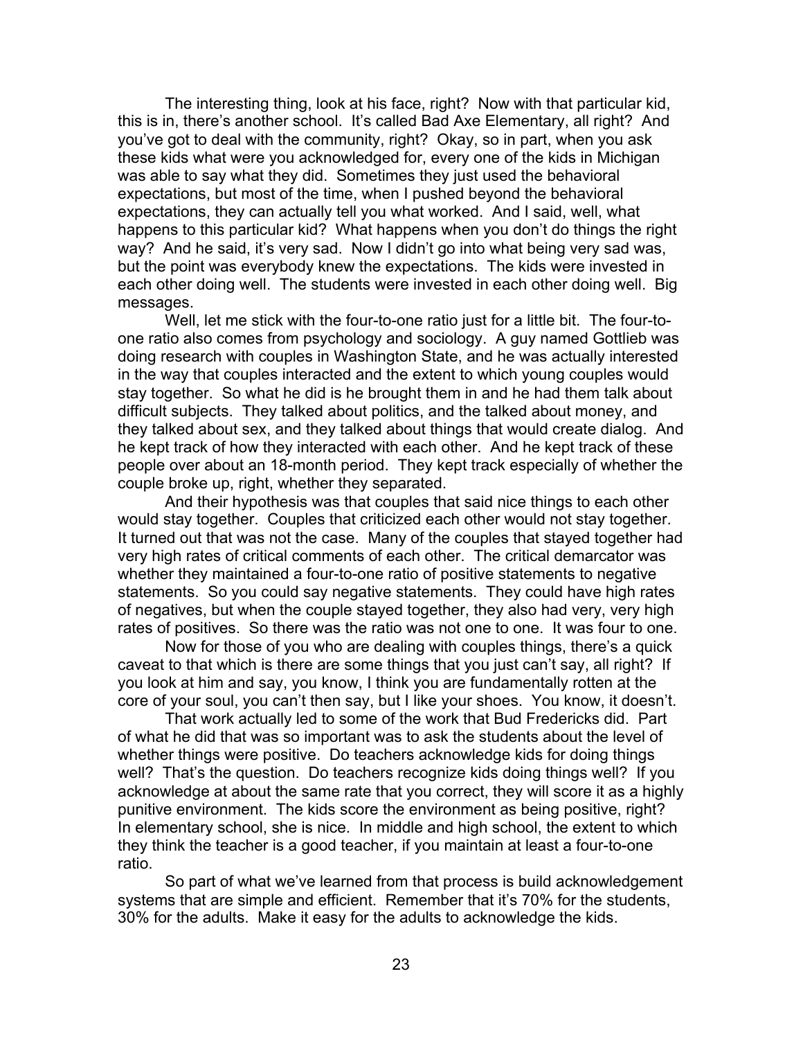The interesting thing, look at his face, right? Now with that particular kid, this is in, there's another school. It's called Bad Axe Elementary, all right? And you've got to deal with the community, right? Okay, so in part, when you ask these kids what were you acknowledged for, every one of the kids in Michigan was able to say what they did. Sometimes they just used the behavioral expectations, but most of the time, when I pushed beyond the behavioral expectations, they can actually tell you what worked. And I said, well, what happens to this particular kid? What happens when you don't do things the right way? And he said, it's very sad. Now I didn't go into what being very sad was, but the point was everybody knew the expectations. The kids were invested in each other doing well. The students were invested in each other doing well. Big messages.

Well, let me stick with the four-to-one ratio just for a little bit. The four-to-one ratio also comes from psychology and sociology. A guy named Gottlieb was doing research with couples in Washington State, and he was actually interested in the way that couples interacted and the extent to which young couples would stay together. So what he did is he brought them in and he had them talk about difficult subjects. They talked about politics, and the talked about money, and they talked about sex, and they talked about things that would create dialog. And he kept track of how they interacted with each other. And he kept track of these people over about an 18-month period. They kept track especially of whether the couple broke up, right, whether they separated.

And their hypothesis was that couples that said nice things to each other would stay together. Couples that criticized each other would not stay together. It turned out that was not the case. Many of the couples that stayed together had very high rates of critical comments of each other. The critical demarcator was whether they maintained a four-to-one ratio of positive statements to negative statements. So you could say negative statements. They could have high rates of negatives, but when the couple stayed together, they also had very, very high rates of positives. So there was the ratio was not one to one. It was four to one.

Now for those of you who are dealing with couples things, there's a quick caveat to that which is there are some things that you just can't say, all right? If you look at him and say, you know, I think you are fundamentally rotten at the core of your soul, you can't then say, but I like your shoes. You know, it doesn't.

That work actually led to some of the work that Bud Fredericks did. Part of what he did that was so important was to ask the students about the level of whether things were positive. Do teachers acknowledge kids for doing things well? That's the question. Do teachers recognize kids doing things well? If you acknowledge at about the same rate that you correct, they will score it as a highly punitive environment. The kids score the environment as being positive, right? In elementary school, she is nice. In middle and high school, the extent to which they think the teacher is a good teacher, if you maintain at least a four-to-one ratio.

So part of what we've learned from that process is build acknowledgement systems that are simple and efficient. Remember that it's 70% for the students, 30% for the adults. Make it easy for the adults to acknowledge the kids.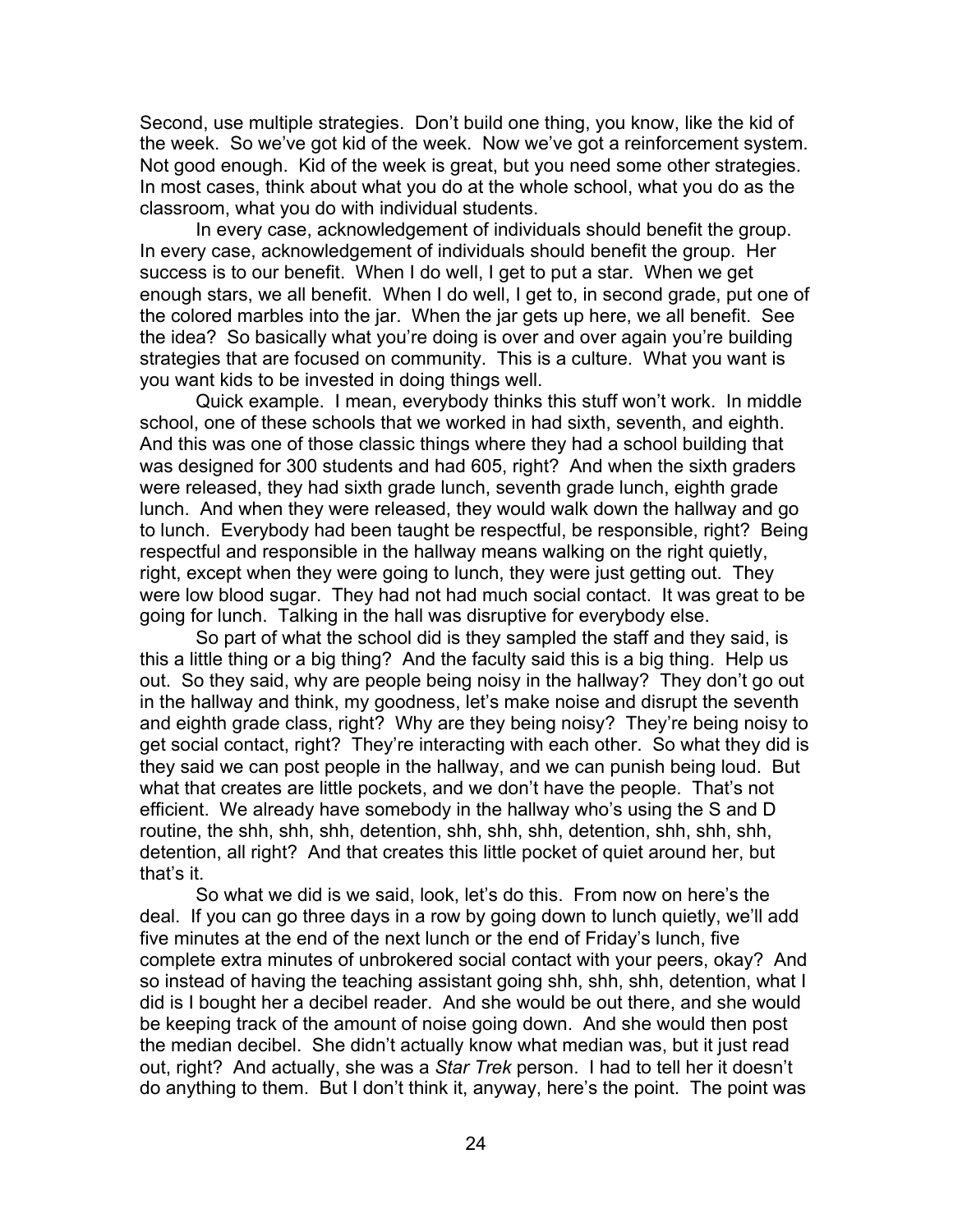Second, use multiple strategies. Don't build one thing, you know, like the kid of the week. So we've got kid of the week. Now we've got a reinforcement system. Not good enough. Kid of the week is great, but you need some other strategies. In most cases, think about what you do at the whole school, what you do as the classroom, what you do with individual students.

In every case, acknowledgement of individuals should benefit the group. In every case, acknowledgement of individuals should benefit the group. Her success is to our benefit. When I do well, I get to put a star. When we get enough stars, we all benefit. When I do well, I get to, in second grade, put one of the colored marbles into the jar. When the jar gets up here, we all benefit. See the idea? So basically what you're doing is over and over again you're building strategies that are focused on community. This is a culture. What you want is you want kids to be invested in doing things well.

Quick example. I mean, everybody thinks this stuff won't work. In middle school, one of these schools that we worked in had sixth, seventh, and eighth. And this was one of those classic things where they had a school building that was designed for 300 students and had 605, right? And when the sixth graders were released, they had sixth grade lunch, seventh grade lunch, eighth grade lunch. And when they were released, they would walk down the hallway and go to lunch. Everybody had been taught be respectful, be responsible, right? Being respectful and responsible in the hallway means walking on the right quietly, right, except when they were going to lunch, they were just getting out. They were low blood sugar. They had not had much social contact. It was great to be going for lunch. Talking in the hall was disruptive for everybody else.

So part of what the school did is they sampled the staff and they said, is this a little thing or a big thing? And the faculty said this is a big thing. Help us out. So they said, why are people being noisy in the hallway? They don't go out in the hallway and think, my goodness, let's make noise and disrupt the seventh and eighth grade class, right? Why are they being noisy? They're being noisy to get social contact, right? They're interacting with each other. So what they did is they said we can post people in the hallway, and we can punish being loud. But what that creates are little pockets, and we don't have the people. That's not efficient. We already have somebody in the hallway who's using the S and D routine, the shh, shh, shh, detention, shh, shh, shh, detention, shh, shh, shh, detention, all right? And that creates this little pocket of quiet around her, but that's it.

So what we did is we said, look, let's do this. From now on here's the deal. If you can go three days in a row by going down to lunch quietly, we'll add five minutes at the end of the next lunch or the end of Friday's lunch, five complete extra minutes of unbrokered social contact with your peers, okay? And so instead of having the teaching assistant going shh, shh, shh, detention, what I did is I bought her a decibel reader. And she would be out there, and she would be keeping track of the amount of noise going down. And she would then post the median decibel. She didn't actually know what median was, but it just read out, right? And actually, she was a *Star Trek* person. I had to tell her it doesn't do anything to them. But I don't think it, anyway, here's the point. The point was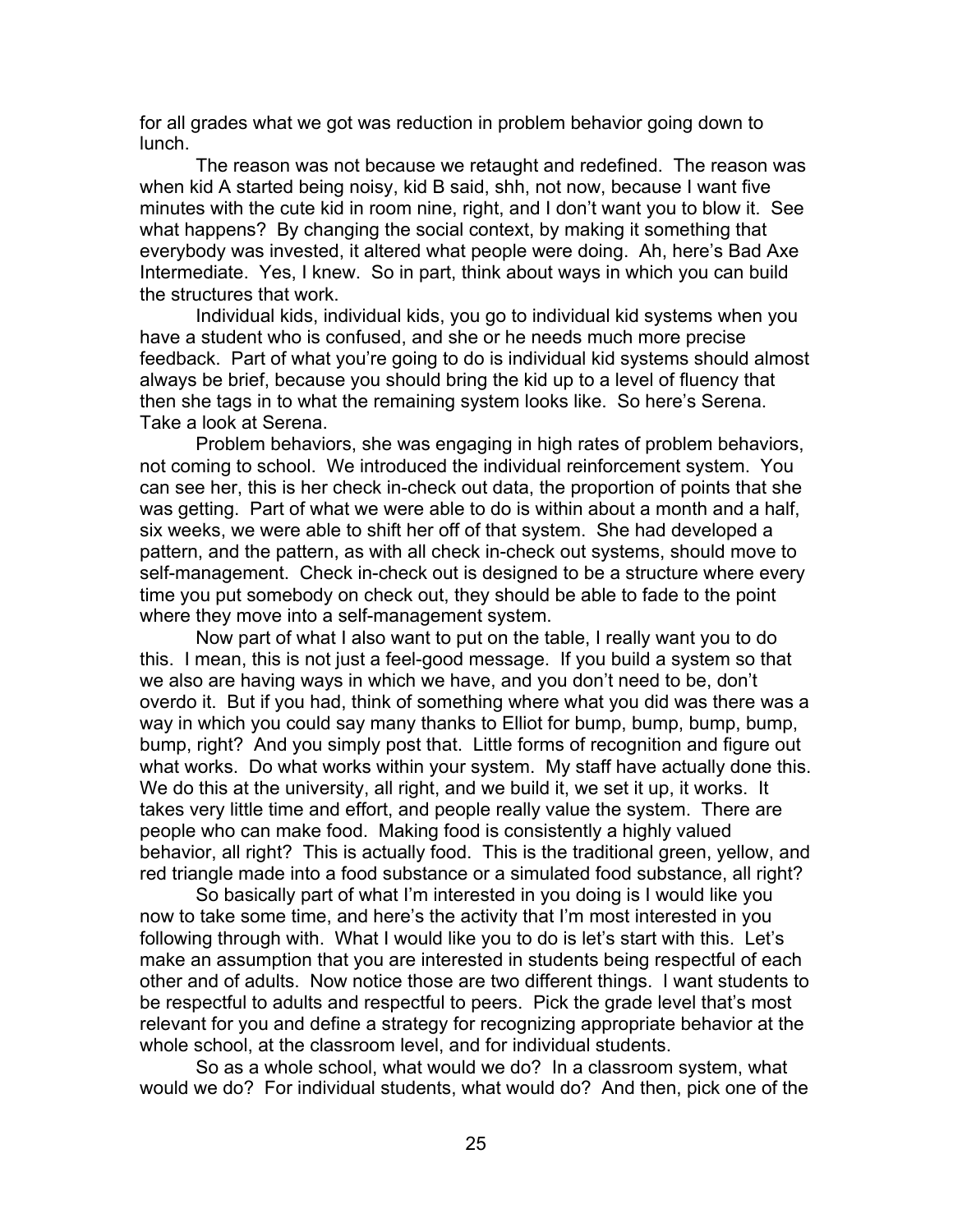for all grades what we got was reduction in problem behavior going down to lunch.

The reason was not because we retaught and redefined. The reason was when kid A started being noisy, kid B said, shh, not now, because I want five minutes with the cute kid in room nine, right, and I don't want you to blow it. See what happens? By changing the social context, by making it something that everybody was invested, it altered what people were doing. Ah, here's Bad Axe Intermediate. Yes, I knew. So in part, think about ways in which you can build the structures that work.

Individual kids, individual kids, you go to individual kid systems when you have a student who is confused, and she or he needs much more precise feedback. Part of what you're going to do is individual kid systems should almost always be brief, because you should bring the kid up to a level of fluency that then she tags in to what the remaining system looks like. So here's Serena. Take a look at Serena.

Problem behaviors, she was engaging in high rates of problem behaviors, not coming to school. We introduced the individual reinforcement system. You can see her, this is her check in-check out data, the proportion of points that she was getting. Part of what we were able to do is within about a month and a half, six weeks, we were able to shift her off of that system. She had developed a pattern, and the pattern, as with all check in-check out systems, should move to self-management. Check in-check out is designed to be a structure where every time you put somebody on check out, they should be able to fade to the point where they move into a self-management system.

Now part of what I also want to put on the table, I really want you to do this. I mean, this is not just a feel-good message. If you build a system so that we also are having ways in which we have, and you don't need to be, don't overdo it. But if you had, think of something where what you did was there was a way in which you could say many thanks to Elliot for bump, bump, bump, bump, bump, right? And you simply post that. Little forms of recognition and figure out what works. Do what works within your system. My staff have actually done this. We do this at the university, all right, and we build it, we set it up, it works. It takes very little time and effort, and people really value the system. There are people who can make food. Making food is consistently a highly valued behavior, all right? This is actually food. This is the traditional green, yellow, and red triangle made into a food substance or a simulated food substance, all right?

So basically part of what I'm interested in you doing is I would like you now to take some time, and here's the activity that I'm most interested in you following through with. What I would like you to do is let's start with this. Let's make an assumption that you are interested in students being respectful of each other and of adults. Now notice those are two different things. I want students to be respectful to adults and respectful to peers. Pick the grade level that's most relevant for you and define a strategy for recognizing appropriate behavior at the whole school, at the classroom level, and for individual students.

So as a whole school, what would we do? In a classroom system, what would we do? For individual students, what would do? And then, pick one of the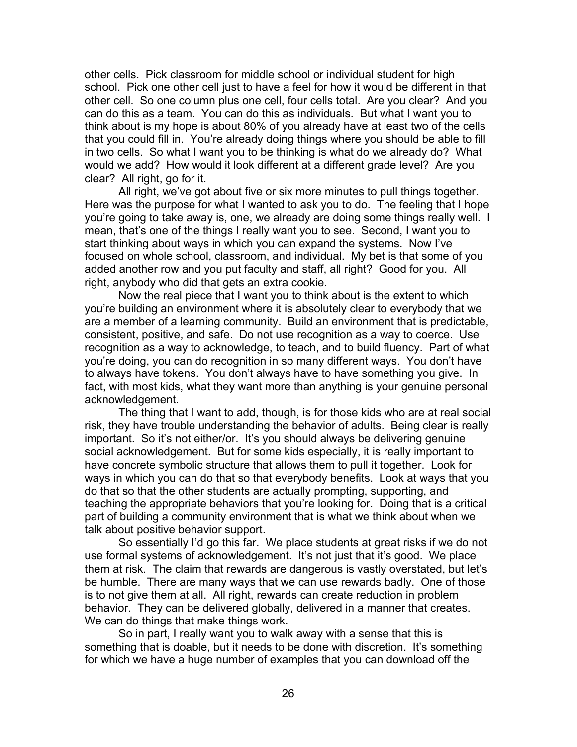other cells. Pick classroom for middle school or individual student for high school. Pick one other cell just to have a feel for how it would be different in that other cell. So one column plus one cell, four cells total. Are you clear? And you can do this as a team. You can do this as individuals. But what I want you to think about is my hope is about 80% of you already have at least two of the cells that you could fill in. You're already doing things where you should be able to fill in two cells. So what I want you to be thinking is what do we already do? What would we add? How would it look different at a different grade level? Are you clear? All right, go for it.

All right, we've got about five or six more minutes to pull things together. Here was the purpose for what I wanted to ask you to do. The feeling that I hope you're going to take away is, one, we already are doing some things really well. I mean, that's one of the things I really want you to see. Second, I want you to start thinking about ways in which you can expand the systems. Now I've focused on whole school, classroom, and individual. My bet is that some of you added another row and you put faculty and staff, all right? Good for you. All right, anybody who did that gets an extra cookie.

Now the real piece that I want you to think about is the extent to which you're building an environment where it is absolutely clear to everybody that we are a member of a learning community. Build an environment that is predictable, consistent, positive, and safe. Do not use recognition as a way to coerce. Use recognition as a way to acknowledge, to teach, and to build fluency. Part of what you're doing, you can do recognition in so many different ways. You don't have to always have tokens. You don't always have to have something you give. In fact, with most kids, what they want more than anything is your genuine personal acknowledgement.

The thing that I want to add, though, is for those kids who are at real social risk, they have trouble understanding the behavior of adults. Being clear is really important. So it's not either/or. It's you should always be delivering genuine social acknowledgement. But for some kids especially, it is really important to have concrete symbolic structure that allows them to pull it together. Look for ways in which you can do that so that everybody benefits. Look at ways that you do that so that the other students are actually prompting, supporting, and teaching the appropriate behaviors that you're looking for. Doing that is a critical part of building a community environment that is what we think about when we talk about positive behavior support.

So essentially I'd go this far. We place students at great risks if we do not use formal systems of acknowledgement. It's not just that it's good. We place them at risk. The claim that rewards are dangerous is vastly overstated, but let's be humble. There are many ways that we can use rewards badly. One of those is to not give them at all. All right, rewards can create reduction in problem behavior. They can be delivered globally, delivered in a manner that creates. We can do things that make things work.

So in part, I really want you to walk away with a sense that this is something that is doable, but it needs to be done with discretion. It's something for which we have a huge number of examples that you can download off the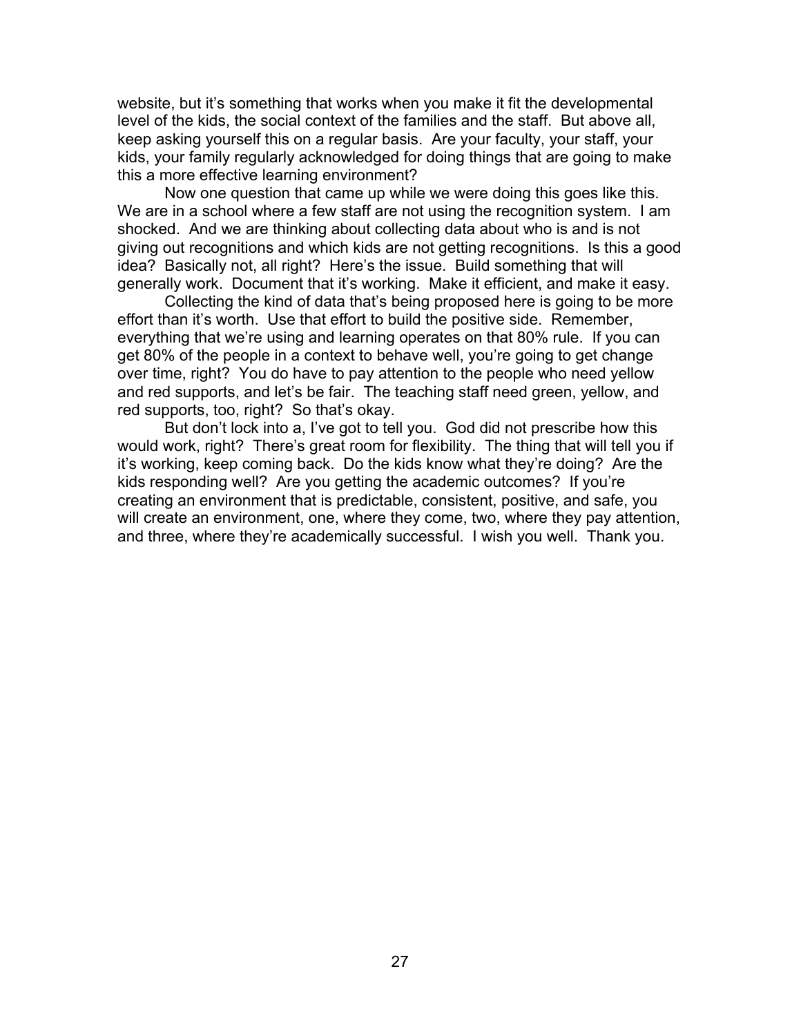website, but it's something that works when you make it fit the developmental level of the kids, the social context of the families and the staff. But above all, keep asking yourself this on a regular basis. Are your faculty, your staff, your kids, your family regularly acknowledged for doing things that are going to make this a more effective learning environment?

Now one question that came up while we were doing this goes like this. We are in a school where a few staff are not using the recognition system. I am shocked. And we are thinking about collecting data about who is and is not giving out recognitions and which kids are not getting recognitions. Is this a good idea? Basically not, all right? Here's the issue. Build something that will generally work. Document that it's working. Make it efficient, and make it easy.

Collecting the kind of data that's being proposed here is going to be more effort than it's worth. Use that effort to build the positive side. Remember, everything that we're using and learning operates on that 80% rule. If you can get 80% of the people in a context to behave well, you're going to get change over time, right? You do have to pay attention to the people who need yellow and red supports, and let's be fair. The teaching staff need green, yellow, and red supports, too, right? So that's okay.

But don't lock into a, I've got to tell you. God did not prescribe how this would work, right? There's great room for flexibility. The thing that will tell you if it's working, keep coming back. Do the kids know what they're doing? Are the kids responding well? Are you getting the academic outcomes? If you're creating an environment that is predictable, consistent, positive, and safe, you will create an environment, one, where they come, two, where they pay attention, and three, where they're academically successful. I wish you well. Thank you.